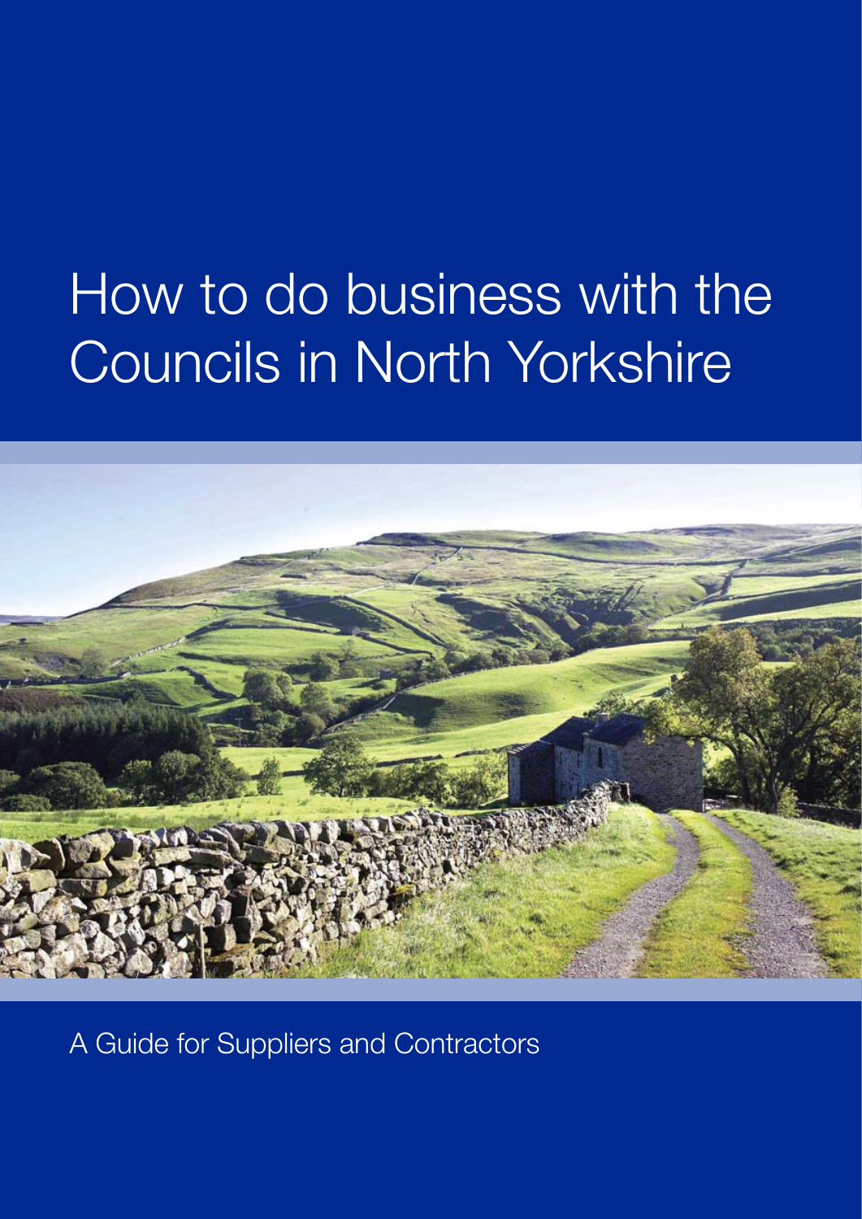# How to do business with the Councils in North Yorkshire

A Guide for Suppliers and Contractors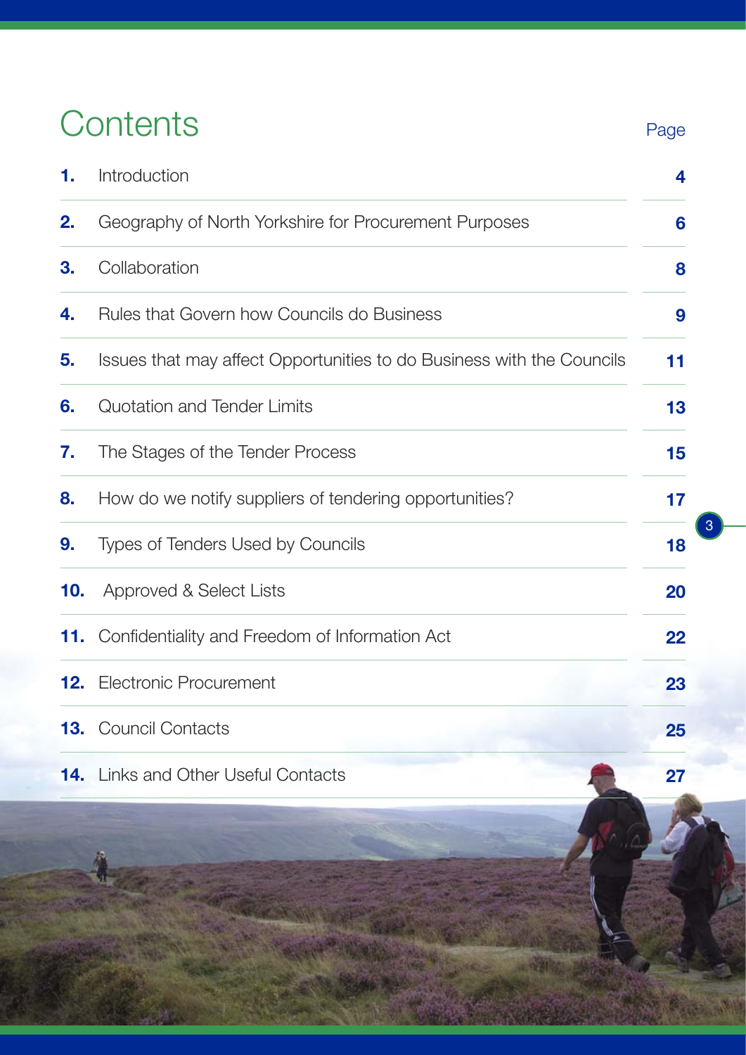# Contents

| | | Page |
|---|---|---|
| **1.** | Introduction | **4** |
| **2.** | Geography of North Yorkshire for Procurement Purposes | **6** |
| **3.** | Collaboration | **8** |
| **4.** | Rules that Govern how Councils do Business | **9** |
| **5.** | Issues that may affect Opportunities to do Business with the Councils | **11** |
| **6.** | Quotation and Tender Limits | **13** |
| **7.** | The Stages of the Tender Process | **15** |
| **8.** | How do we notify suppliers of tendering opportunities? | **17** |
| **9.** | Types of Tenders Used by Councils | **18** |
| **10.** | Approved & Select Lists | **20** |
| **11.** | Confidentiality and Freedom of Information Act | **22** |
| **12.** | Electronic Procurement | **23** |
| **13.** | Council Contacts | **25** |
| **14.** | Links and Other Useful Contacts | **27** |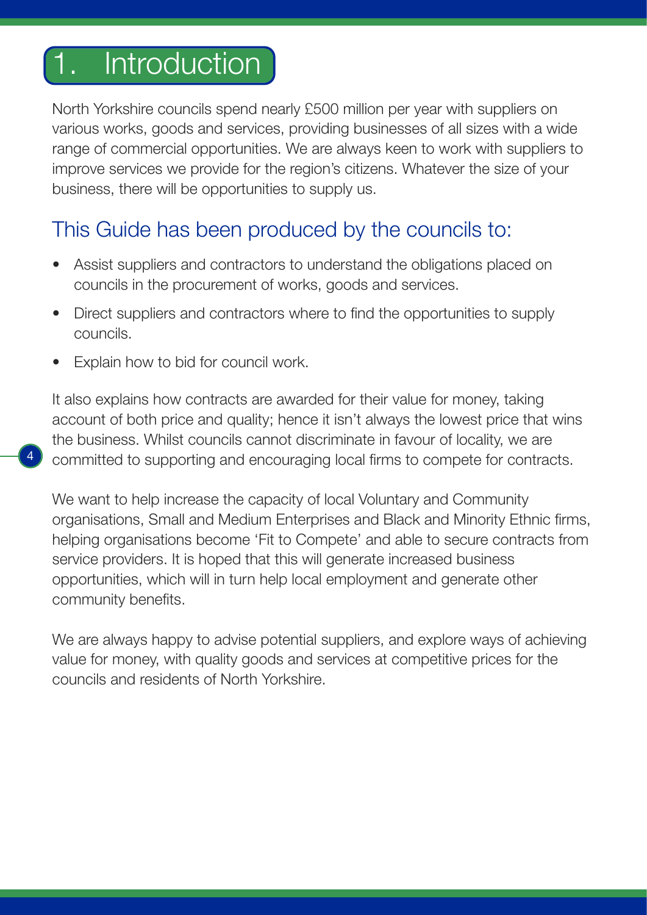# 1. Introduction

North Yorkshire councils spend nearly £500 million per year with suppliers on various works, goods and services, providing businesses of all sizes with a wide range of commercial opportunities. We are always keen to work with suppliers to improve services we provide for the region's citizens. Whatever the size of your business, there will be opportunities to supply us.

## This Guide has been produced by the councils to:

- Assist suppliers and contractors to understand the obligations placed on councils in the procurement of works, goods and services.
- Direct suppliers and contractors where to find the opportunities to supply councils.
- Explain how to bid for council work.

It also explains how contracts are awarded for their value for money, taking account of both price and quality; hence it isn't always the lowest price that wins the business. Whilst councils cannot discriminate in favour of locality, we are committed to supporting and encouraging local firms to compete for contracts.

We want to help increase the capacity of local Voluntary and Community organisations, Small and Medium Enterprises and Black and Minority Ethnic firms, helping organisations become 'Fit to Compete' and able to secure contracts from service providers. It is hoped that this will generate increased business opportunities, which will in turn help local employment and generate other community benefits.

We are always happy to advise potential suppliers, and explore ways of achieving value for money, with quality goods and services at competitive prices for the councils and residents of North Yorkshire.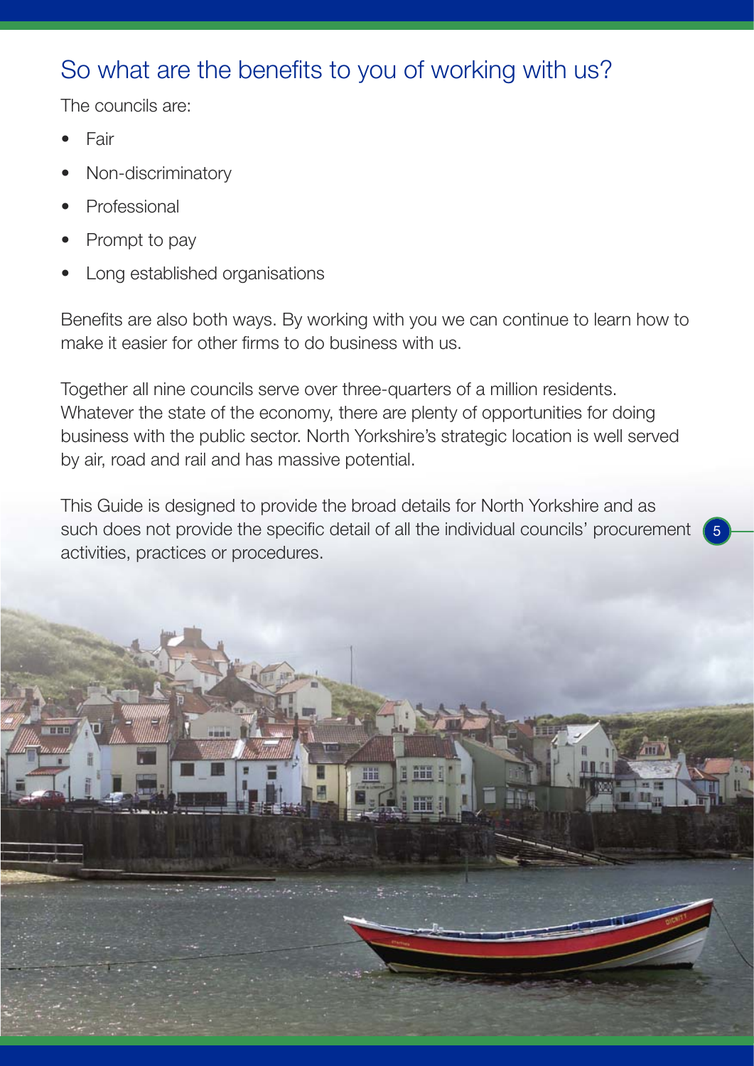## So what are the benefits to you of working with us?

The councils are:

- Fair
- Non-discriminatory
- Professional
- Prompt to pay
- Long established organisations

Benefits are also both ways. By working with you we can continue to learn how to make it easier for other firms to do business with us.

Together all nine councils serve over three-quarters of a million residents. Whatever the state of the economy, there are plenty of opportunities for doing business with the public sector. North Yorkshire's strategic location is well served by air, road and rail and has massive potential.

This Guide is designed to provide the broad details for North Yorkshire and as such does not provide the specific detail of all the individual councils' procurement activities, practices or procedures.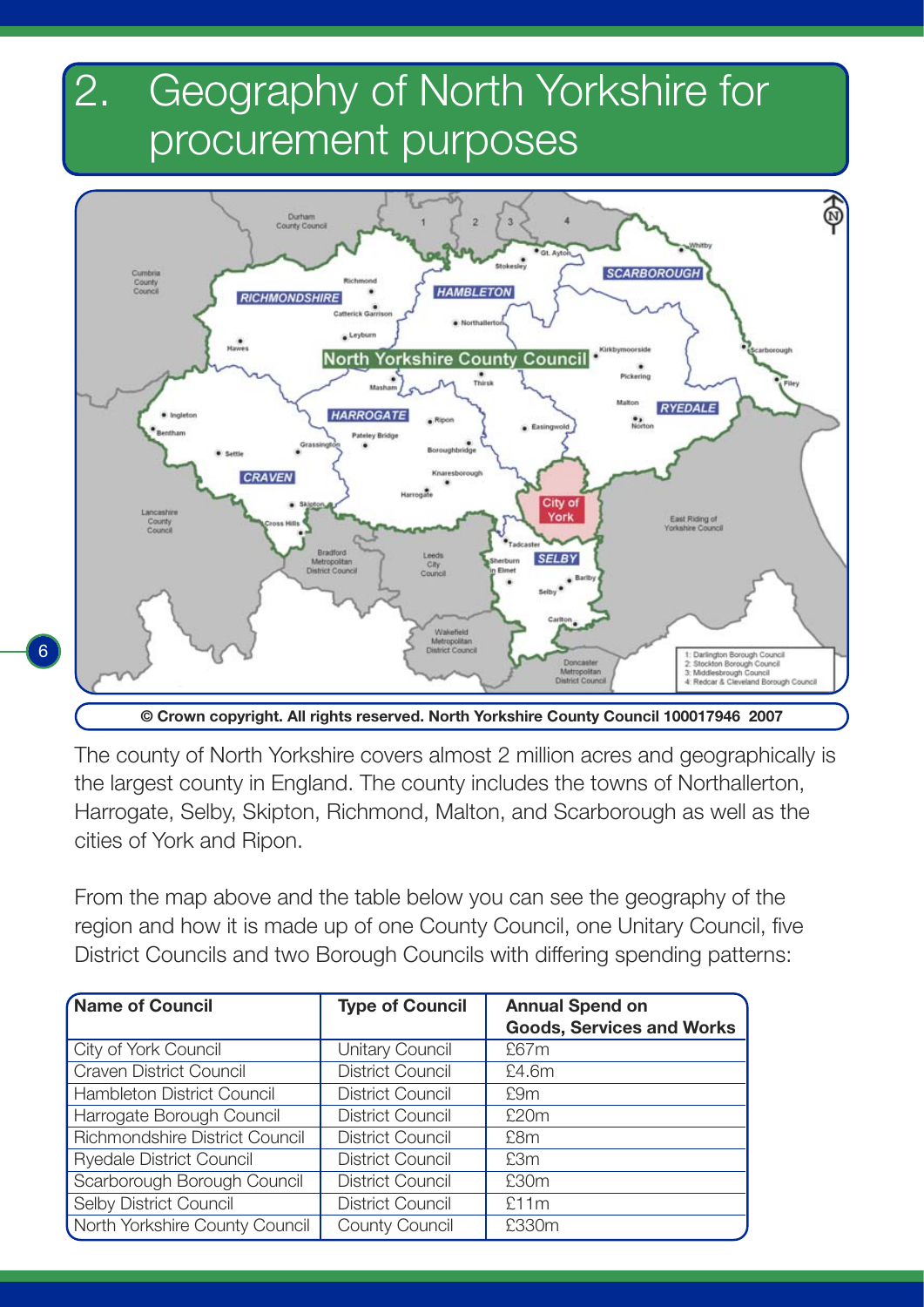# 2. Geography of North Yorkshire for procurement purposes

© Crown copyright. All rights reserved. North Yorkshire County Council 100017946 2007

The county of North Yorkshire covers almost 2 million acres and geographically is the largest county in England. The county includes the towns of Northallerton, Harrogate, Selby, Skipton, Richmond, Malton, and Scarborough as well as the cities of York and Ripon.

From the map above and the table below you can see the geography of the region and how it is made up of one County Council, one Unitary Council, five District Councils and two Borough Councils with differing spending patterns:

| Name of Council | Type of Council | Annual Spend on Goods, Services and Works |
|---|---|---|
| City of York Council | Unitary Council | £67m |
| Craven District Council | District Council | £4.6m |
| Hambleton District Council | District Council | £9m |
| Harrogate Borough Council | District Council | £20m |
| Richmondshire District Council | District Council | £8m |
| Ryedale District Council | District Council | £3m |
| Scarborough Borough Council | District Council | £30m |
| Selby District Council | District Council | £11m |
| North Yorkshire County Council | County Council | £330m |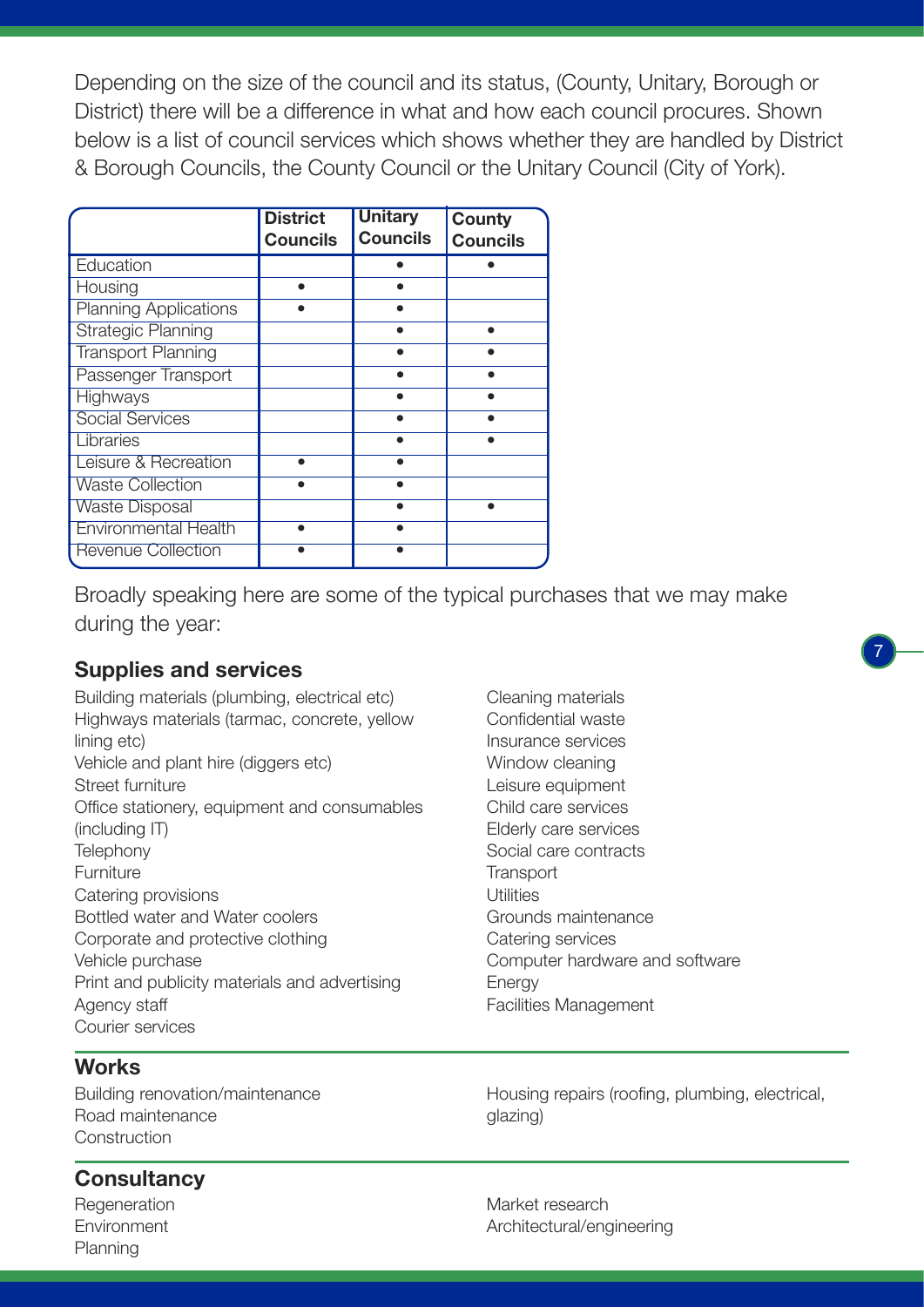Depending on the size of the council and its status, (County, Unitary, Borough or District) there will be a difference in what and how each council procures. Shown below is a list of council services which shows whether they are handled by District & Borough Councils, the County Council or the Unitary Council (City of York).

| | District Councils | Unitary Councils | County Councils |
|---|---|---|---|
| Education | | • | • |
| Housing | • | • | |
| Planning Applications | • | • | |
| Strategic Planning | | • | • |
| Transport Planning | | • | • |
| Passenger Transport | | • | • |
| Highways | | • | • |
| Social Services | | • | • |
| Libraries | | • | • |
| Leisure & Recreation | • | • | |
| Waste Collection | • | • | |
| Waste Disposal | | • | • |
| Environmental Health | • | • | |
| Revenue Collection | • | • | |

Broadly speaking here are some of the typical purchases that we may make during the year:

## Supplies and services

Building materials (plumbing, electrical etc)
Highways materials (tarmac, concrete, yellow lining etc)
Vehicle and plant hire (diggers etc)
Street furniture
Office stationery, equipment and consumables (including IT)
Telephony
Furniture
Catering provisions
Bottled water and Water coolers
Corporate and protective clothing
Vehicle purchase
Print and publicity materials and advertising
Agency staff
Courier services
Cleaning materials
Confidential waste
Insurance services
Window cleaning
Leisure equipment
Child care services
Elderly care services
Social care contracts
Transport
Utilities
Grounds maintenance
Catering services
Computer hardware and software
Energy
Facilities Management

## Works

Building renovation/maintenance
Road maintenance
Construction
Housing repairs (roofing, plumbing, electrical, glazing)

## Consultancy

Regeneration
Environment
Planning
Market research
Architectural/engineering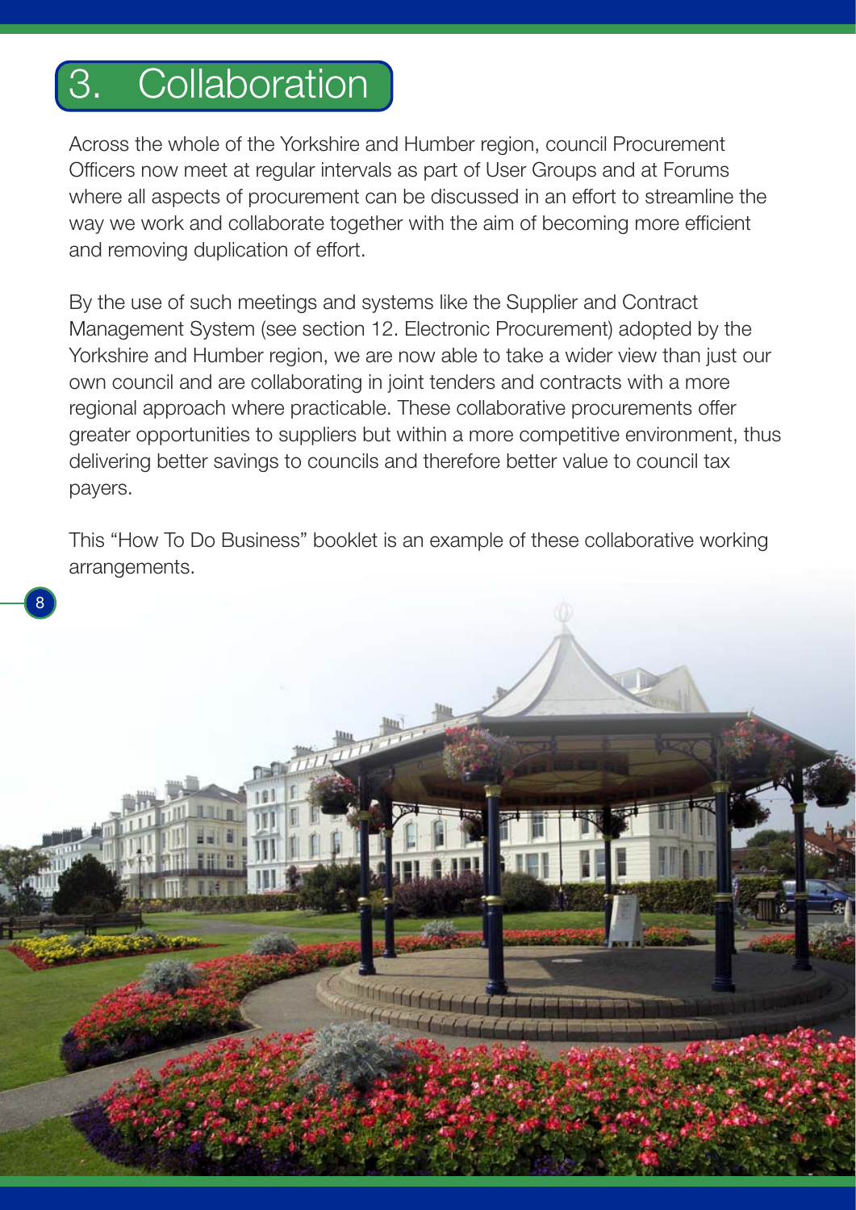# 3. Collaboration

Across the whole of the Yorkshire and Humber region, council Procurement Officers now meet at regular intervals as part of User Groups and at Forums where all aspects of procurement can be discussed in an effort to streamline the way we work and collaborate together with the aim of becoming more efficient and removing duplication of effort.

By the use of such meetings and systems like the Supplier and Contract Management System (see section 12. Electronic Procurement) adopted by the Yorkshire and Humber region, we are now able to take a wider view than just our own council and are collaborating in joint tenders and contracts with a more regional approach where practicable. These collaborative procurements offer greater opportunities to suppliers but within a more competitive environment, thus delivering better savings to councils and therefore better value to council tax payers.

This "How To Do Business" booklet is an example of these collaborative working arrangements.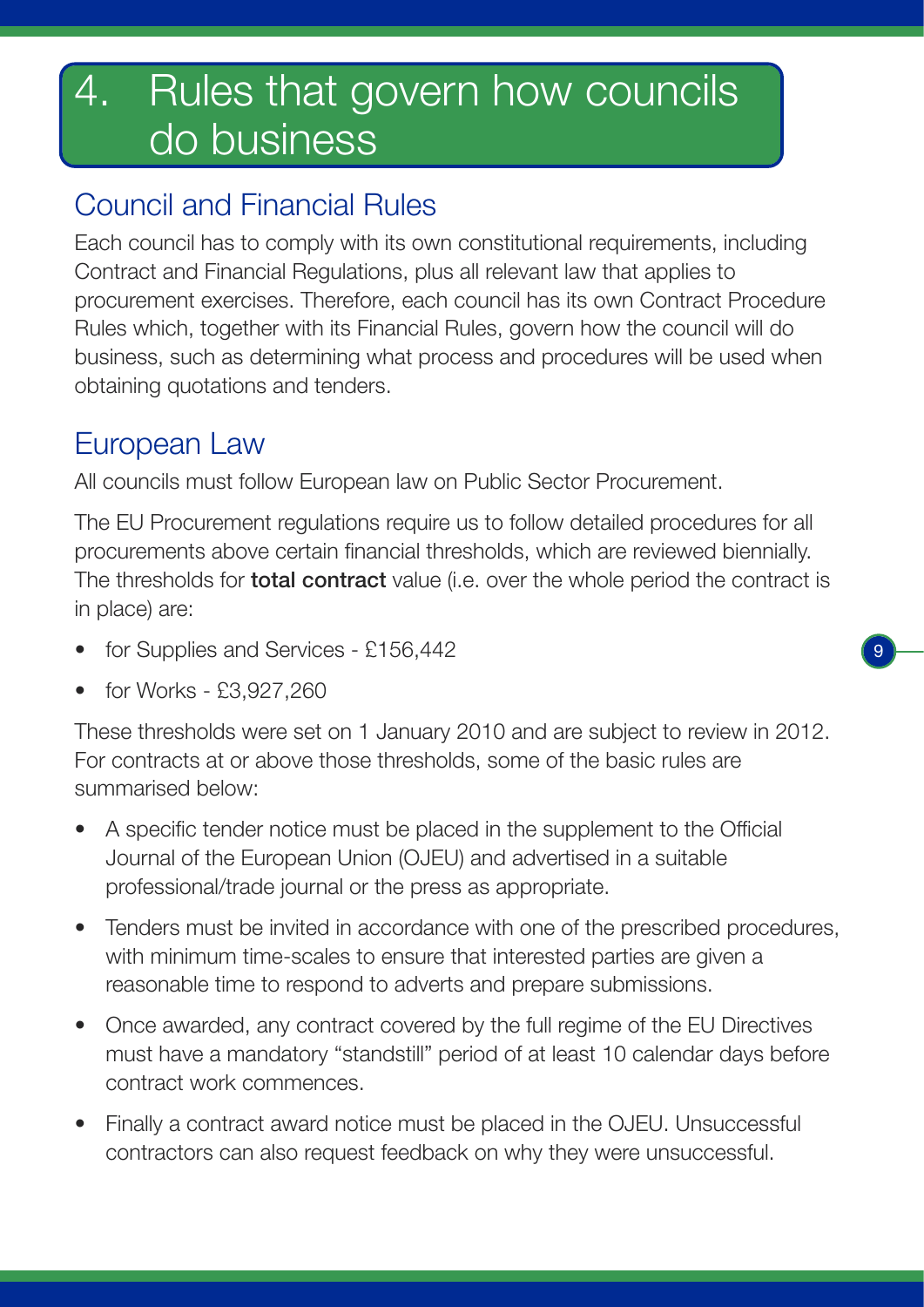# 4. Rules that govern how councils do business

## Council and Financial Rules

Each council has to comply with its own constitutional requirements, including Contract and Financial Regulations, plus all relevant law that applies to procurement exercises. Therefore, each council has its own Contract Procedure Rules which, together with its Financial Rules, govern how the council will do business, such as determining what process and procedures will be used when obtaining quotations and tenders.

## European Law

All councils must follow European law on Public Sector Procurement.

The EU Procurement regulations require us to follow detailed procedures for all procurements above certain financial thresholds, which are reviewed biennially. The thresholds for **total contract** value (i.e. over the whole period the contract is in place) are:

- for Supplies and Services - £156,442
- for Works - £3,927,260

These thresholds were set on 1 January 2010 and are subject to review in 2012. For contracts at or above those thresholds, some of the basic rules are summarised below:

- A specific tender notice must be placed in the supplement to the Official Journal of the European Union (OJEU) and advertised in a suitable professional/trade journal or the press as appropriate.
- Tenders must be invited in accordance with one of the prescribed procedures, with minimum time-scales to ensure that interested parties are given a reasonable time to respond to adverts and prepare submissions.
- Once awarded, any contract covered by the full regime of the EU Directives must have a mandatory "standstill" period of at least 10 calendar days before contract work commences.
- Finally a contract award notice must be placed in the OJEU. Unsuccessful contractors can also request feedback on why they were unsuccessful.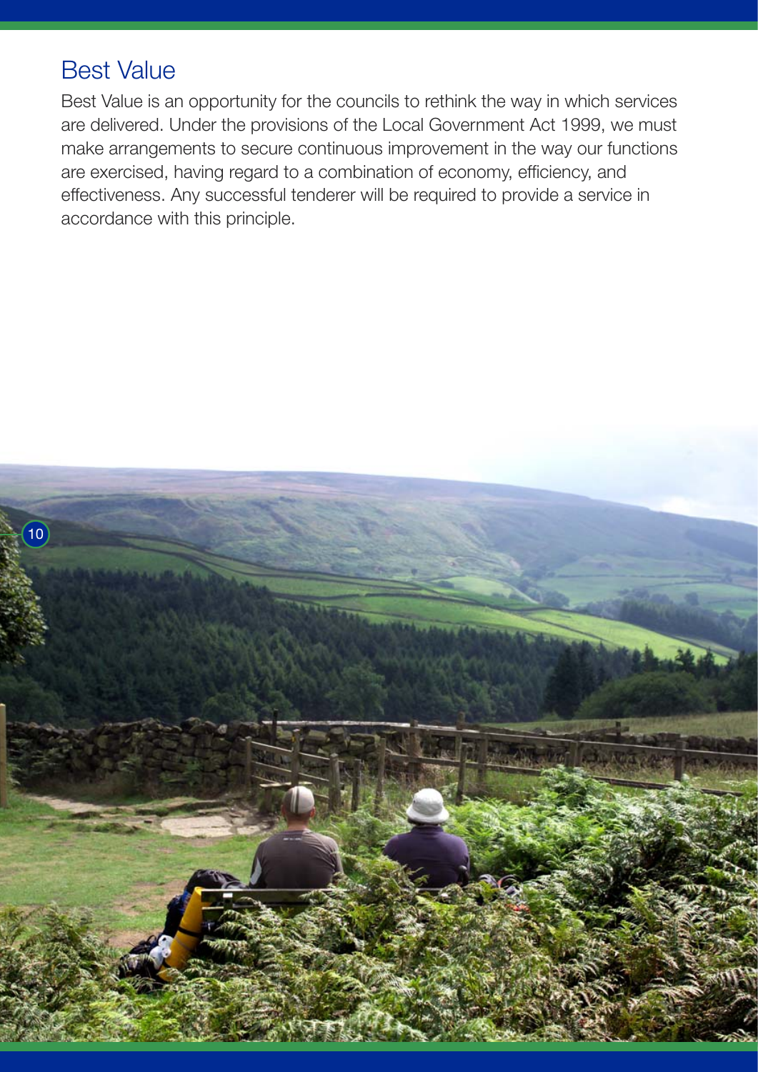## Best Value

Best Value is an opportunity for the councils to rethink the way in which services are delivered. Under the provisions of the Local Government Act 1999, we must make arrangements to secure continuous improvement in the way our functions are exercised, having regard to a combination of economy, efficiency, and effectiveness. Any successful tenderer will be required to provide a service in accordance with this principle.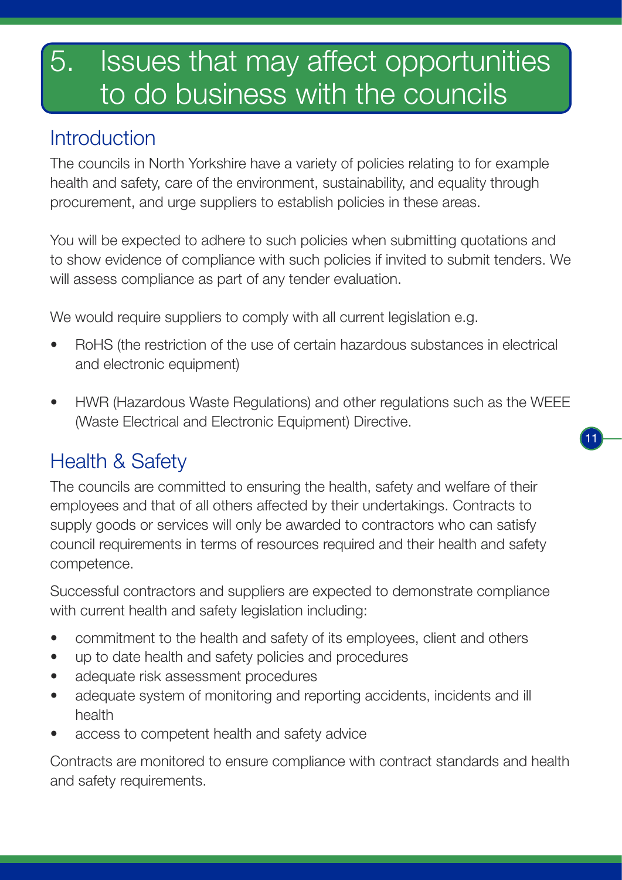# 5. Issues that may affect opportunities to do business with the councils

## Introduction

The councils in North Yorkshire have a variety of policies relating to for example health and safety, care of the environment, sustainability, and equality through procurement, and urge suppliers to establish policies in these areas.

You will be expected to adhere to such policies when submitting quotations and to show evidence of compliance with such policies if invited to submit tenders. We will assess compliance as part of any tender evaluation.

We would require suppliers to comply with all current legislation e.g.

- RoHS (the restriction of the use of certain hazardous substances in electrical and electronic equipment)
- HWR (Hazardous Waste Regulations) and other regulations such as the WEEE (Waste Electrical and Electronic Equipment) Directive.

## Health & Safety

The councils are committed to ensuring the health, safety and welfare of their employees and that of all others affected by their undertakings. Contracts to supply goods or services will only be awarded to contractors who can satisfy council requirements in terms of resources required and their health and safety competence.

Successful contractors and suppliers are expected to demonstrate compliance with current health and safety legislation including:

- commitment to the health and safety of its employees, client and others
- up to date health and safety policies and procedures
- adequate risk assessment procedures
- adequate system of monitoring and reporting accidents, incidents and ill health
- access to competent health and safety advice

Contracts are monitored to ensure compliance with contract standards and health and safety requirements.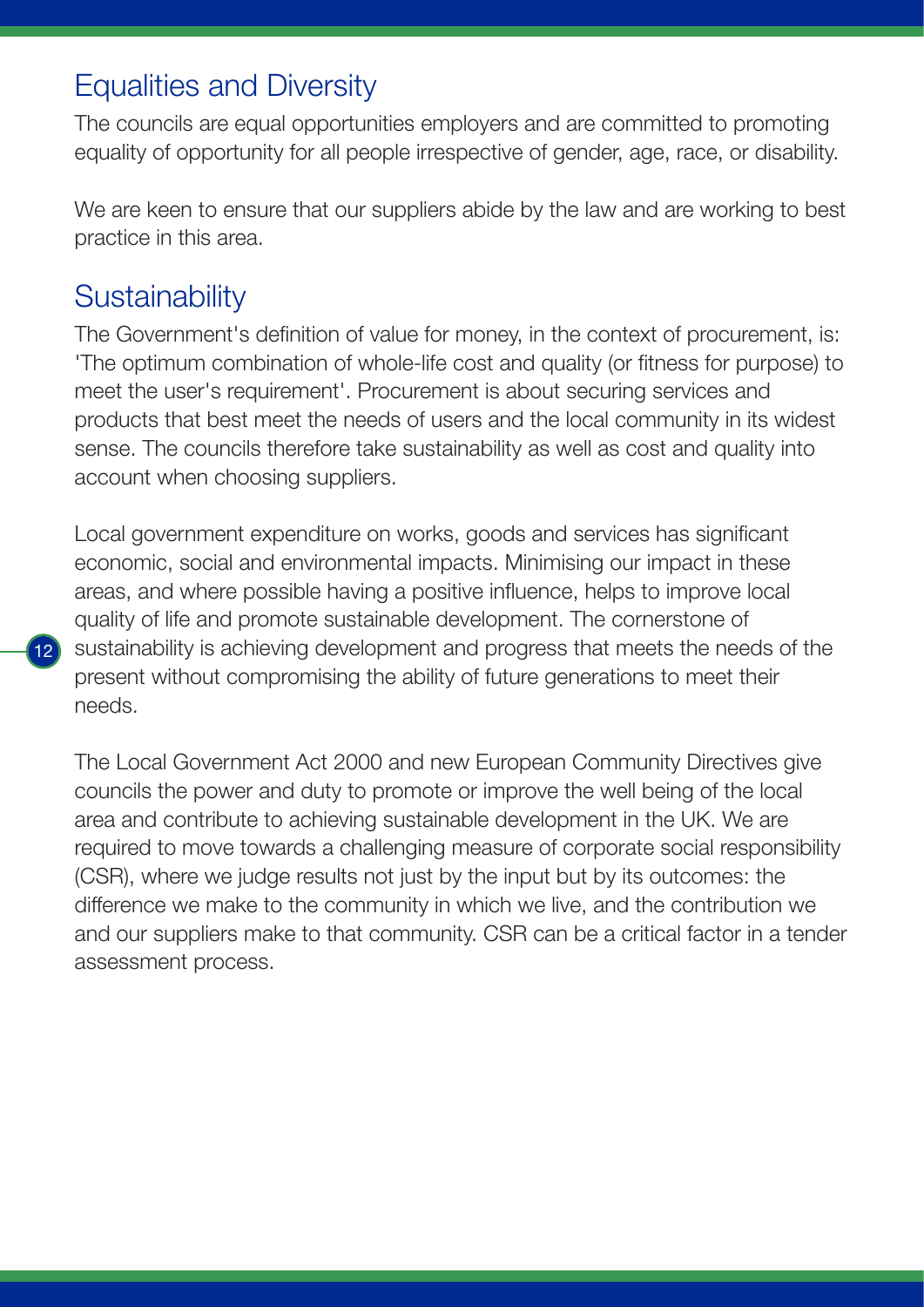## Equalities and Diversity

The councils are equal opportunities employers and are committed to promoting equality of opportunity for all people irrespective of gender, age, race, or disability.

We are keen to ensure that our suppliers abide by the law and are working to best practice in this area.

## Sustainability

The Government's definition of value for money, in the context of procurement, is: 'The optimum combination of whole-life cost and quality (or fitness for purpose) to meet the user's requirement'. Procurement is about securing services and products that best meet the needs of users and the local community in its widest sense. The councils therefore take sustainability as well as cost and quality into account when choosing suppliers.

Local government expenditure on works, goods and services has significant economic, social and environmental impacts. Minimising our impact in these areas, and where possible having a positive influence, helps to improve local quality of life and promote sustainable development. The cornerstone of sustainability is achieving development and progress that meets the needs of the present without compromising the ability of future generations to meet their needs.

The Local Government Act 2000 and new European Community Directives give councils the power and duty to promote or improve the well being of the local area and contribute to achieving sustainable development in the UK. We are required to move towards a challenging measure of corporate social responsibility (CSR), where we judge results not just by the input but by its outcomes: the difference we make to the community in which we live, and the contribution we and our suppliers make to that community. CSR can be a critical factor in a tender assessment process.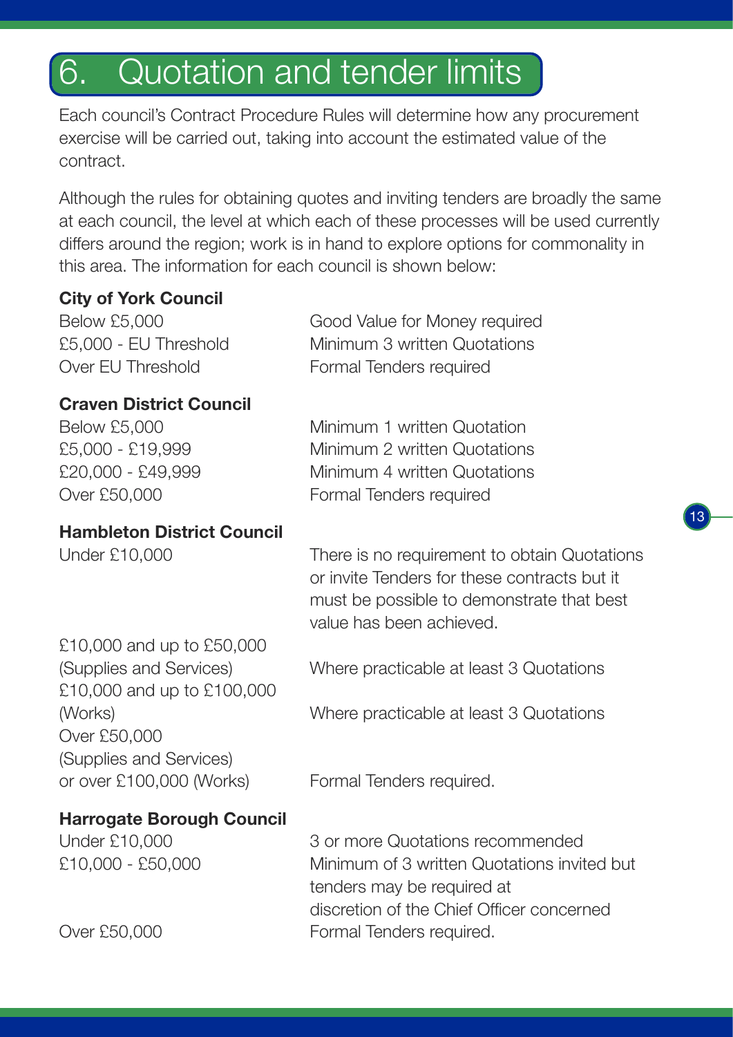# 6. Quotation and tender limits

Each council's Contract Procedure Rules will determine how any procurement exercise will be carried out, taking into account the estimated value of the contract.

Although the rules for obtaining quotes and inviting tenders are broadly the same at each council, the level at which each of these processes will be used currently differs around the region; work is in hand to explore options for commonality in this area. The information for each council is shown below:

**City of York Council**

| | |
|---|---|
| Below £5,000 | Good Value for Money required |
| £5,000 - EU Threshold | Minimum 3 written Quotations |
| Over EU Threshold | Formal Tenders required |

**Craven District Council**

| | |
|---|---|
| Below £5,000 | Minimum 1 written Quotation |
| £5,000 - £19,999 | Minimum 2 written Quotations |
| £20,000 - £49,999 | Minimum 4 written Quotations |
| Over £50,000 | Formal Tenders required |

**Hambleton District Council**

| | |
|---|---|
| Under £10,000 | There is no requirement to obtain Quotations or invite Tenders for these contracts but it must be possible to demonstrate that best value has been achieved. |
| £10,000 and up to £50,000 (Supplies and Services) | Where practicable at least 3 Quotations |
| £10,000 and up to £100,000 (Works) | Where practicable at least 3 Quotations |
| Over £50,000 (Supplies and Services) or over £100,000 (Works) | Formal Tenders required. |

**Harrogate Borough Council**

| | |
|---|---|
| Under £10,000 | 3 or more Quotations recommended |
| £10,000 - £50,000 | Minimum of 3 written Quotations invited but tenders may be required at discretion of the Chief Officer concerned |
| Over £50,000 | Formal Tenders required. |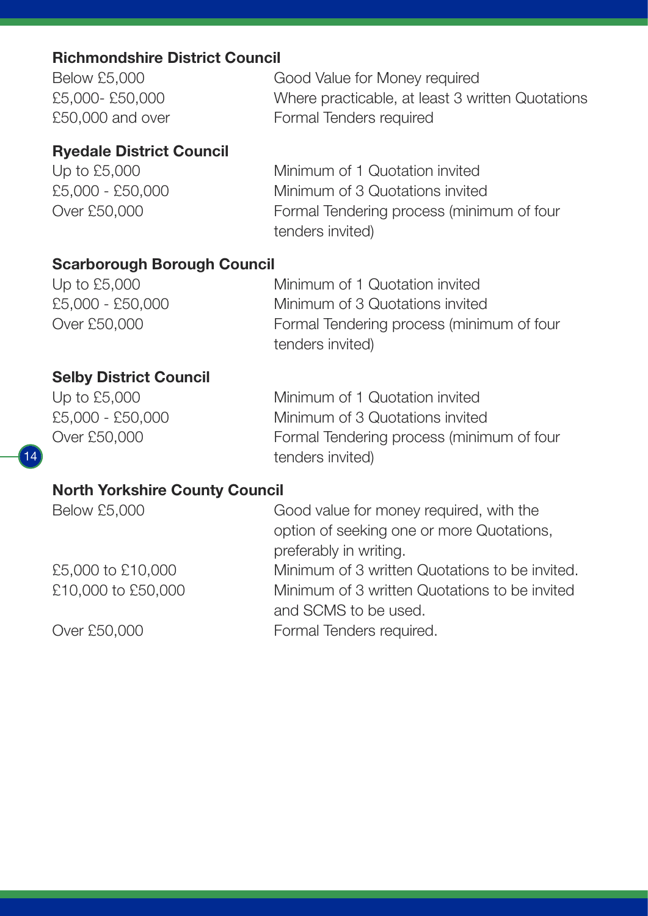**Richmondshire District Council**

| | |
|---|---|
| Below £5,000 | Good Value for Money required |
| £5,000- £50,000 | Where practicable, at least 3 written Quotations |
| £50,000 and over | Formal Tenders required |

**Ryedale District Council**

| | |
|---|---|
| Up to £5,000 | Minimum of 1 Quotation invited |
| £5,000 - £50,000 | Minimum of 3 Quotations invited |
| Over £50,000 | Formal Tendering process (minimum of four tenders invited) |

**Scarborough Borough Council**

| | |
|---|---|
| Up to £5,000 | Minimum of 1 Quotation invited |
| £5,000 - £50,000 | Minimum of 3 Quotations invited |
| Over £50,000 | Formal Tendering process (minimum of four tenders invited) |

**Selby District Council**

| | |
|---|---|
| Up to £5,000 | Minimum of 1 Quotation invited |
| £5,000 - £50,000 | Minimum of 3 Quotations invited |
| Over £50,000 | Formal Tendering process (minimum of four tenders invited) |

**North Yorkshire County Council**

| | |
|---|---|
| Below £5,000 | Good value for money required, with the option of seeking one or more Quotations, preferably in writing. |
| £5,000 to £10,000 | Minimum of 3 written Quotations to be invited. |
| £10,000 to £50,000 | Minimum of 3 written Quotations to be invited and SCMS to be used. |
| Over £50,000 | Formal Tenders required. |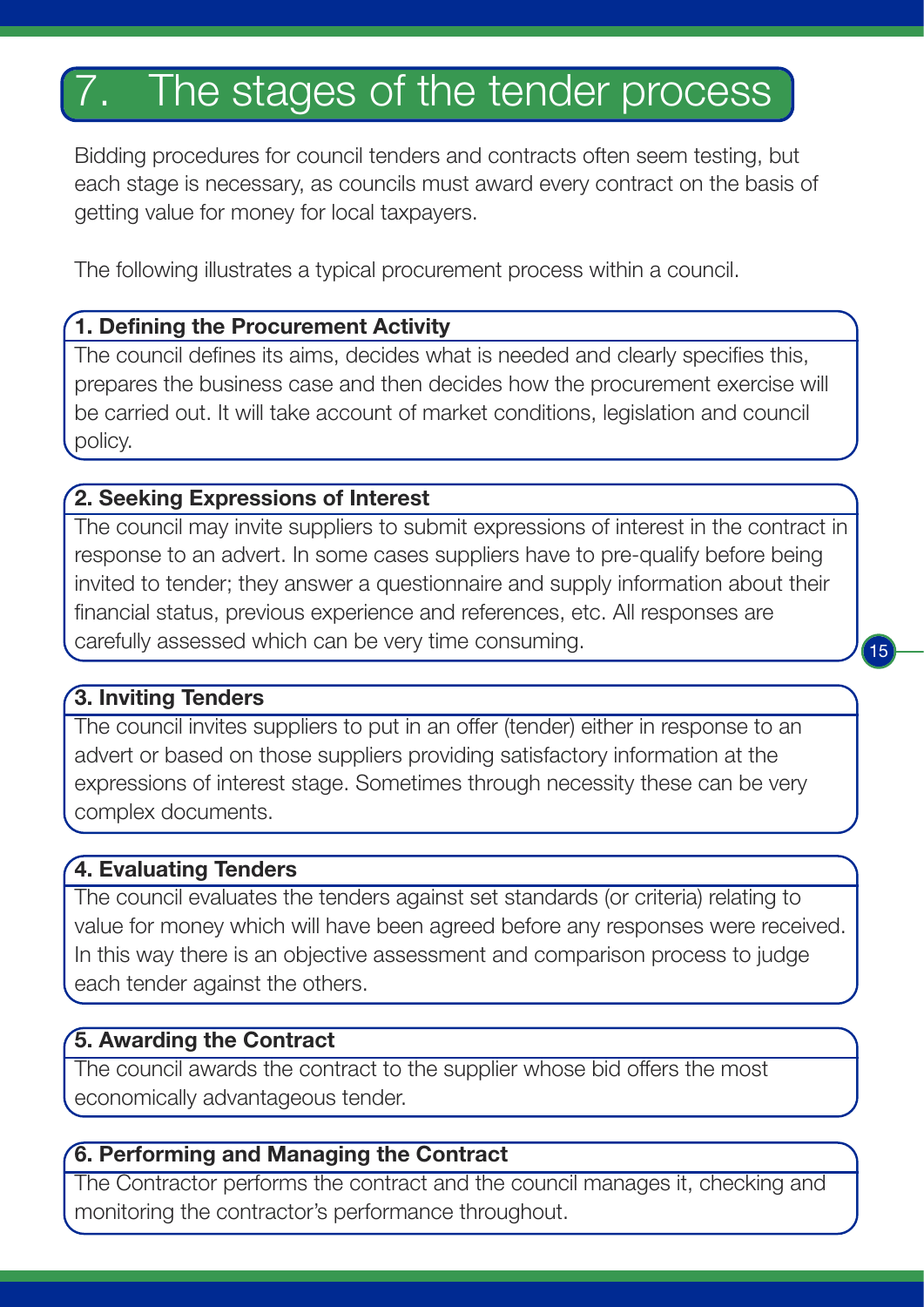# 7. The stages of the tender process

Bidding procedures for council tenders and contracts often seem testing, but each stage is necessary, as councils must award every contract on the basis of getting value for money for local taxpayers.

The following illustrates a typical procurement process within a council.

**1. Defining the Procurement Activity**

The council defines its aims, decides what is needed and clearly specifies this, prepares the business case and then decides how the procurement exercise will be carried out. It will take account of market conditions, legislation and council policy.

**2. Seeking Expressions of Interest**

The council may invite suppliers to submit expressions of interest in the contract in response to an advert. In some cases suppliers have to pre-qualify before being invited to tender; they answer a questionnaire and supply information about their financial status, previous experience and references, etc. All responses are carefully assessed which can be very time consuming.

**3. Inviting Tenders**

The council invites suppliers to put in an offer (tender) either in response to an advert or based on those suppliers providing satisfactory information at the expressions of interest stage. Sometimes through necessity these can be very complex documents.

**4. Evaluating Tenders**

The council evaluates the tenders against set standards (or criteria) relating to value for money which will have been agreed before any responses were received. In this way there is an objective assessment and comparison process to judge each tender against the others.

**5. Awarding the Contract**

The council awards the contract to the supplier whose bid offers the most economically advantageous tender.

**6. Performing and Managing the Contract**

The Contractor performs the contract and the council manages it, checking and monitoring the contractor's performance throughout.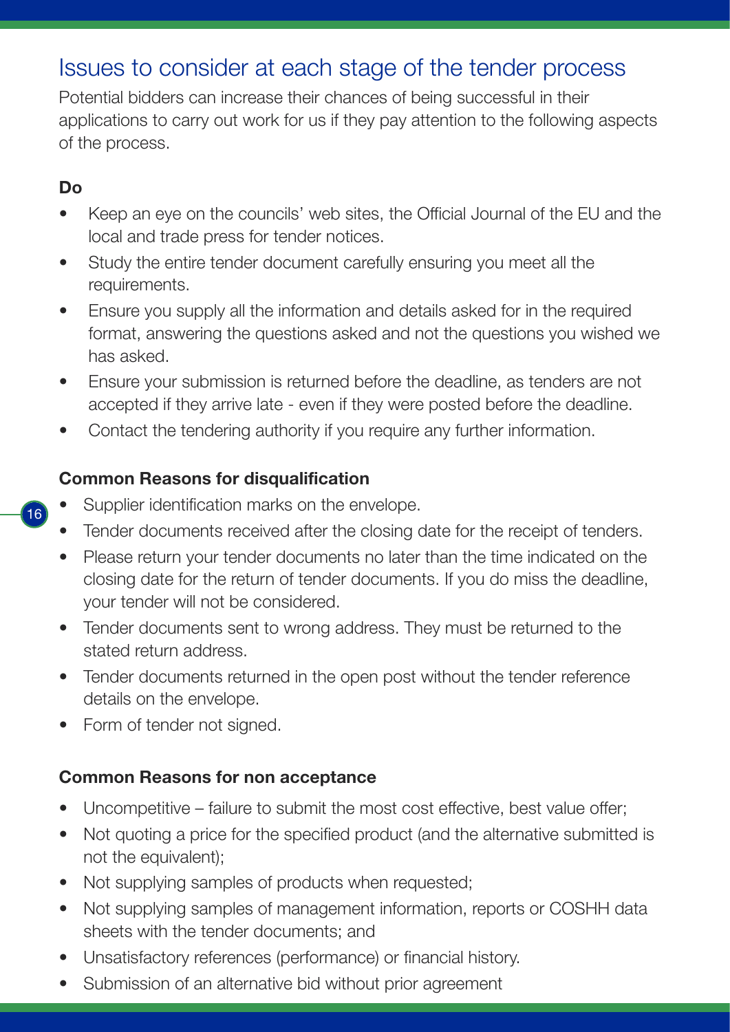## Issues to consider at each stage of the tender process

Potential bidders can increase their chances of being successful in their applications to carry out work for us if they pay attention to the following aspects of the process.

**Do**

- Keep an eye on the councils' web sites, the Official Journal of the EU and the local and trade press for tender notices.
- Study the entire tender document carefully ensuring you meet all the requirements.
- Ensure you supply all the information and details asked for in the required format, answering the questions asked and not the questions you wished we has asked.
- Ensure your submission is returned before the deadline, as tenders are not accepted if they arrive late - even if they were posted before the deadline.
- Contact the tendering authority if you require any further information.

**Common Reasons for disqualification**

- Supplier identification marks on the envelope.
- Tender documents received after the closing date for the receipt of tenders.
- Please return your tender documents no later than the time indicated on the closing date for the return of tender documents. If you do miss the deadline, your tender will not be considered.
- Tender documents sent to wrong address. They must be returned to the stated return address.
- Tender documents returned in the open post without the tender reference details on the envelope.
- Form of tender not signed.

**Common Reasons for non acceptance**

- Uncompetitive – failure to submit the most cost effective, best value offer;
- Not quoting a price for the specified product (and the alternative submitted is not the equivalent);
- Not supplying samples of products when requested;
- Not supplying samples of management information, reports or COSHH data sheets with the tender documents; and
- Unsatisfactory references (performance) or financial history.
- Submission of an alternative bid without prior agreement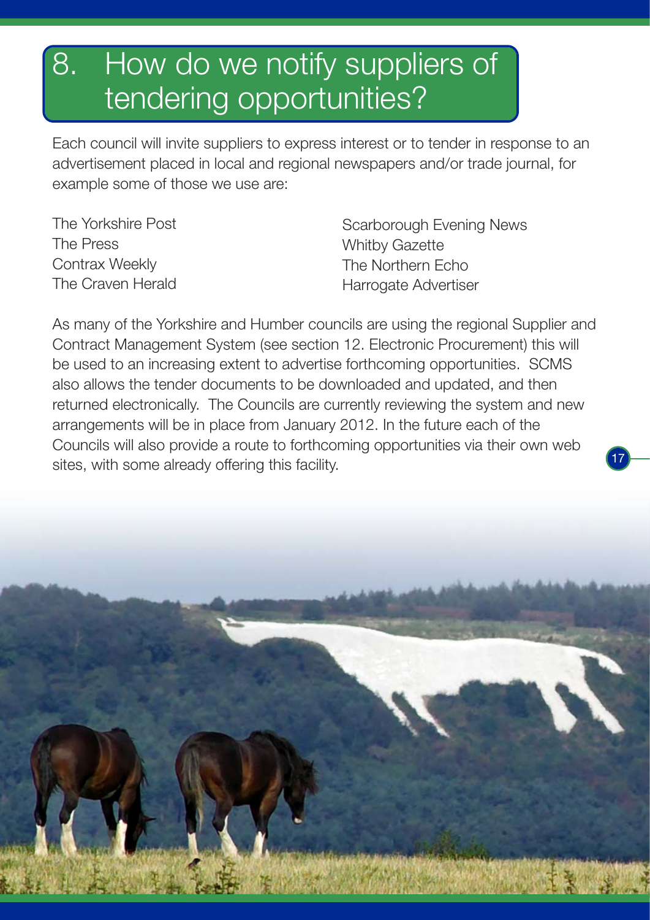# 8. How do we notify suppliers of tendering opportunities?

Each council will invite suppliers to express interest or to tender in response to an advertisement placed in local and regional newspapers and/or trade journal, for example some of those we use are:

The Yorkshire Post
The Press
Contrax Weekly
The Craven Herald
Scarborough Evening News
Whitby Gazette
The Northern Echo
Harrogate Advertiser

As many of the Yorkshire and Humber councils are using the regional Supplier and Contract Management System (see section 12. Electronic Procurement) this will be used to an increasing extent to advertise forthcoming opportunities. SCMS also allows the tender documents to be downloaded and updated, and then returned electronically. The Councils are currently reviewing the system and new arrangements will be in place from January 2012. In the future each of the Councils will also provide a route to forthcoming opportunities via their own web sites, with some already offering this facility.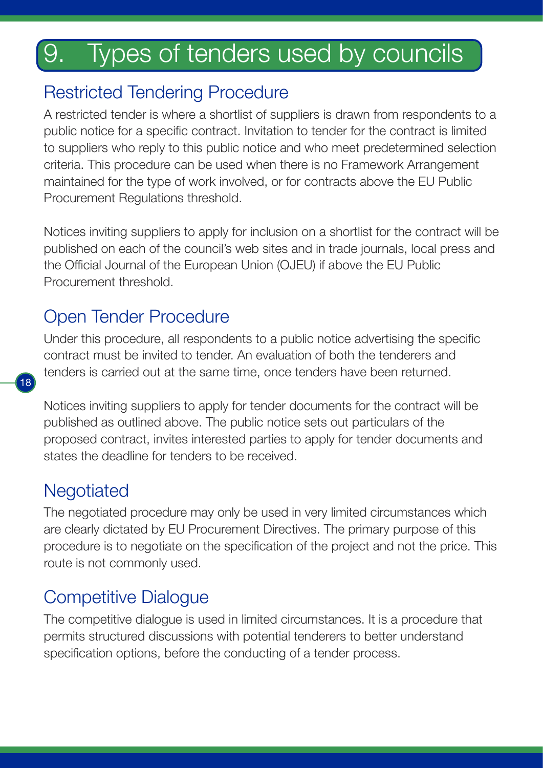# 9. Types of tenders used by councils

## Restricted Tendering Procedure

A restricted tender is where a shortlist of suppliers is drawn from respondents to a public notice for a specific contract. Invitation to tender for the contract is limited to suppliers who reply to this public notice and who meet predetermined selection criteria. This procedure can be used when there is no Framework Arrangement maintained for the type of work involved, or for contracts above the EU Public Procurement Regulations threshold.

Notices inviting suppliers to apply for inclusion on a shortlist for the contract will be published on each of the council's web sites and in trade journals, local press and the Official Journal of the European Union (OJEU) if above the EU Public Procurement threshold.

## Open Tender Procedure

Under this procedure, all respondents to a public notice advertising the specific contract must be invited to tender. An evaluation of both the tenderers and tenders is carried out at the same time, once tenders have been returned.

Notices inviting suppliers to apply for tender documents for the contract will be published as outlined above. The public notice sets out particulars of the proposed contract, invites interested parties to apply for tender documents and states the deadline for tenders to be received.

## Negotiated

The negotiated procedure may only be used in very limited circumstances which are clearly dictated by EU Procurement Directives. The primary purpose of this procedure is to negotiate on the specification of the project and not the price. This route is not commonly used.

## Competitive Dialogue

The competitive dialogue is used in limited circumstances. It is a procedure that permits structured discussions with potential tenderers to better understand specification options, before the conducting of a tender process.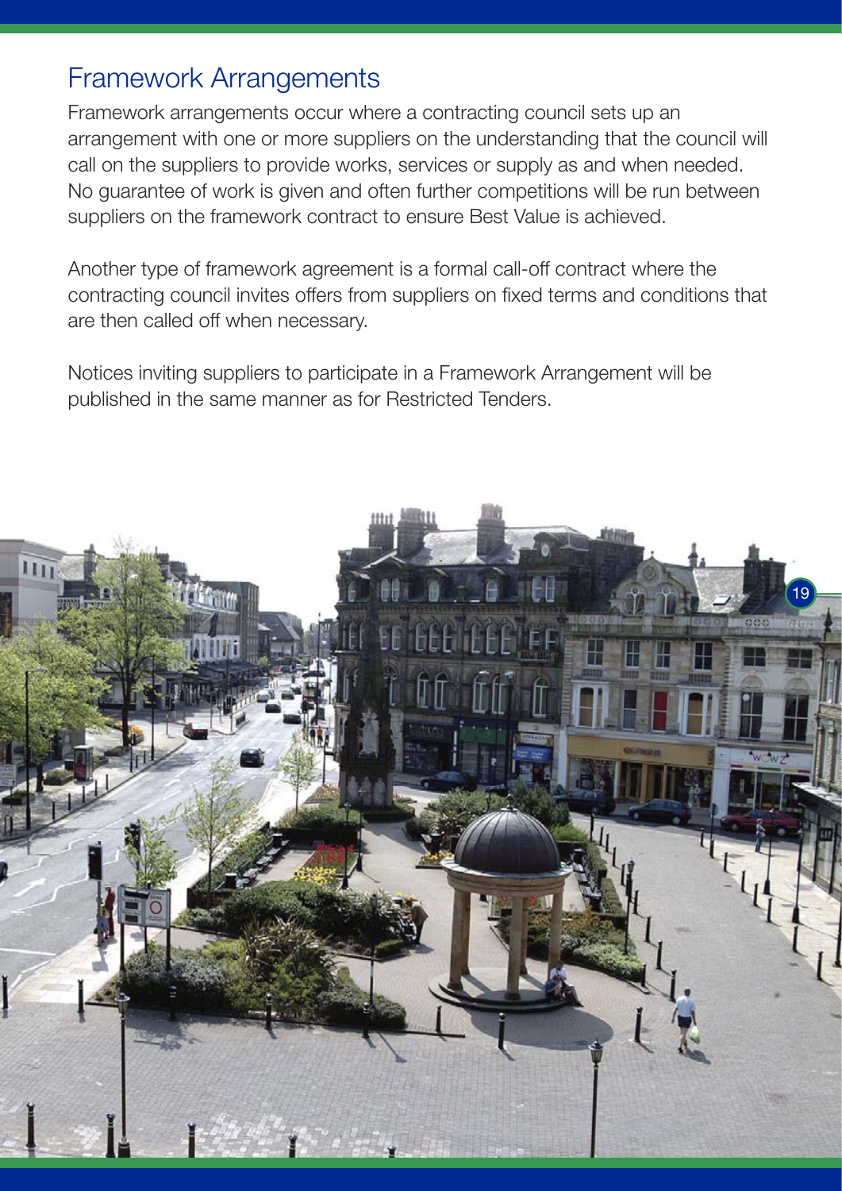## Framework Arrangements

Framework arrangements occur where a contracting council sets up an arrangement with one or more suppliers on the understanding that the council will call on the suppliers to provide works, services or supply as and when needed. No guarantee of work is given and often further competitions will be run between suppliers on the framework contract to ensure Best Value is achieved.

Another type of framework agreement is a formal call-off contract where the contracting council invites offers from suppliers on fixed terms and conditions that are then called off when necessary.

Notices inviting suppliers to participate in a Framework Arrangement will be published in the same manner as for Restricted Tenders.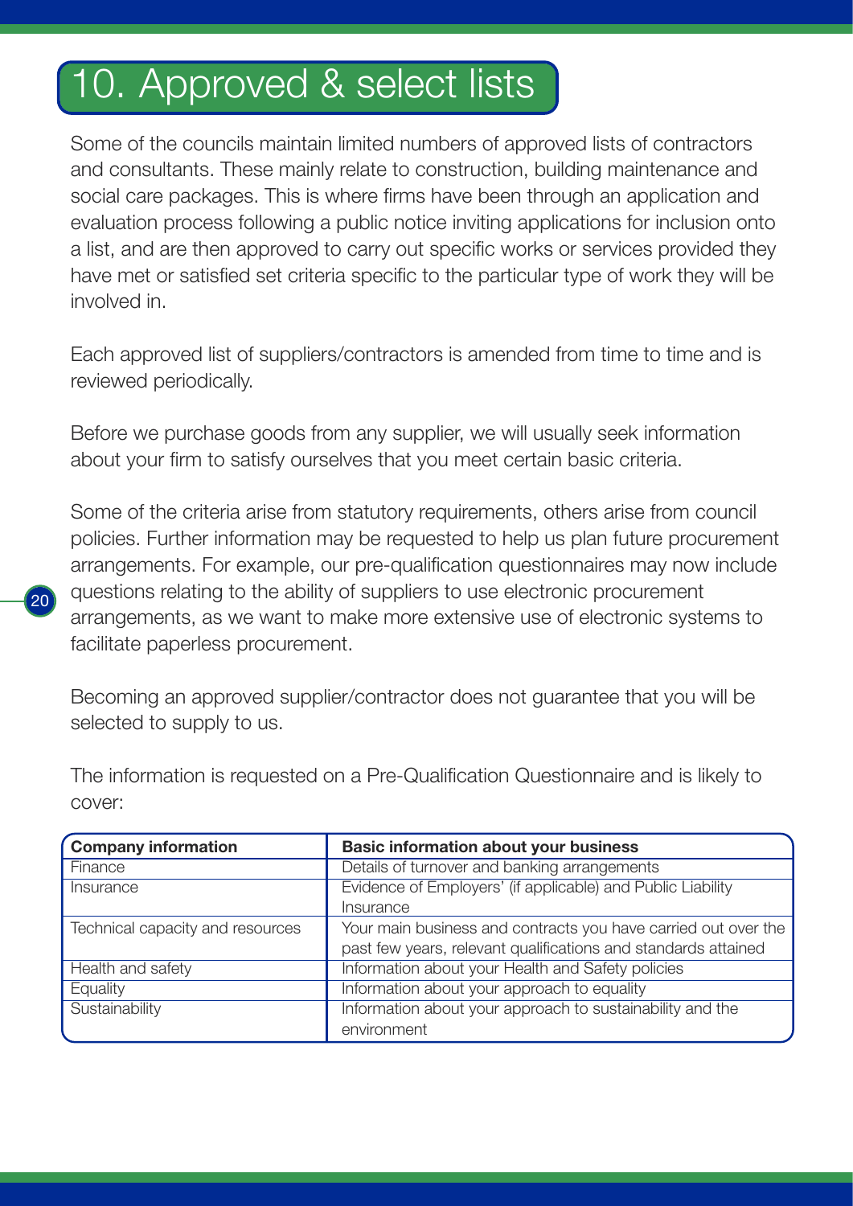# 10. Approved & select lists

Some of the councils maintain limited numbers of approved lists of contractors and consultants. These mainly relate to construction, building maintenance and social care packages. This is where firms have been through an application and evaluation process following a public notice inviting applications for inclusion onto a list, and are then approved to carry out specific works or services provided they have met or satisfied set criteria specific to the particular type of work they will be involved in.

Each approved list of suppliers/contractors is amended from time to time and is reviewed periodically.

Before we purchase goods from any supplier, we will usually seek information about your firm to satisfy ourselves that you meet certain basic criteria.

Some of the criteria arise from statutory requirements, others arise from council policies. Further information may be requested to help us plan future procurement arrangements. For example, our pre-qualification questionnaires may now include questions relating to the ability of suppliers to use electronic procurement arrangements, as we want to make more extensive use of electronic systems to facilitate paperless procurement.

Becoming an approved supplier/contractor does not guarantee that you will be selected to supply to us.

The information is requested on a Pre-Qualification Questionnaire and is likely to cover:

| **Company information** | **Basic information about your business** |
|---|---|
| Finance | Details of turnover and banking arrangements |
| Insurance | Evidence of Employers' (if applicable) and Public Liability Insurance |
| Technical capacity and resources | Your main business and contracts you have carried out over the past few years, relevant qualifications and standards attained |
| Health and safety | Information about your Health and Safety policies |
| Equality | Information about your approach to equality |
| Sustainability | Information about your approach to sustainability and the environment |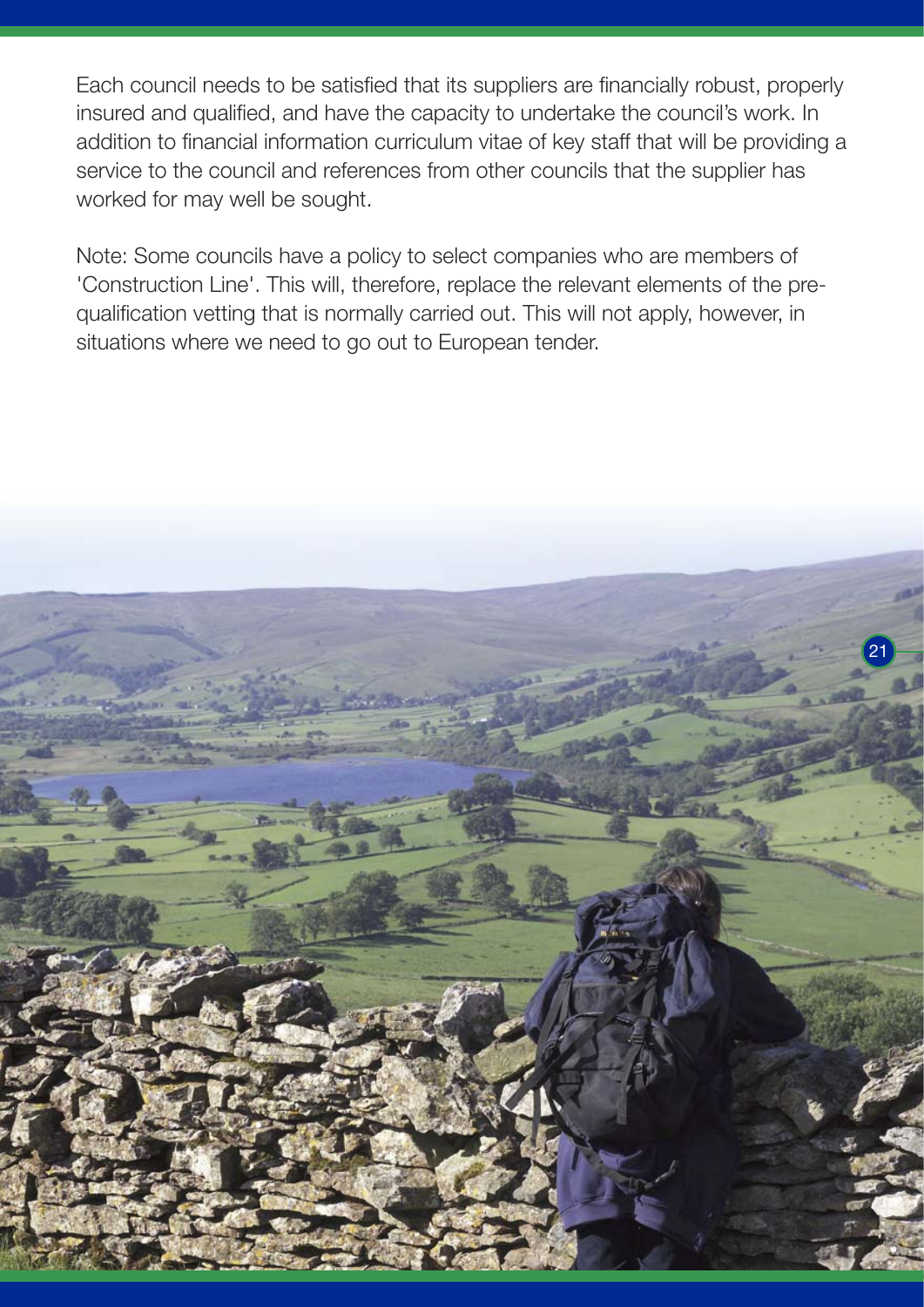Each council needs to be satisfied that its suppliers are financially robust, properly insured and qualified, and have the capacity to undertake the council's work. In addition to financial information curriculum vitae of key staff that will be providing a service to the council and references from other councils that the supplier has worked for may well be sought.

Note: Some councils have a policy to select companies who are members of 'Construction Line'. This will, therefore, replace the relevant elements of the pre-qualification vetting that is normally carried out. This will not apply, however, in situations where we need to go out to European tender.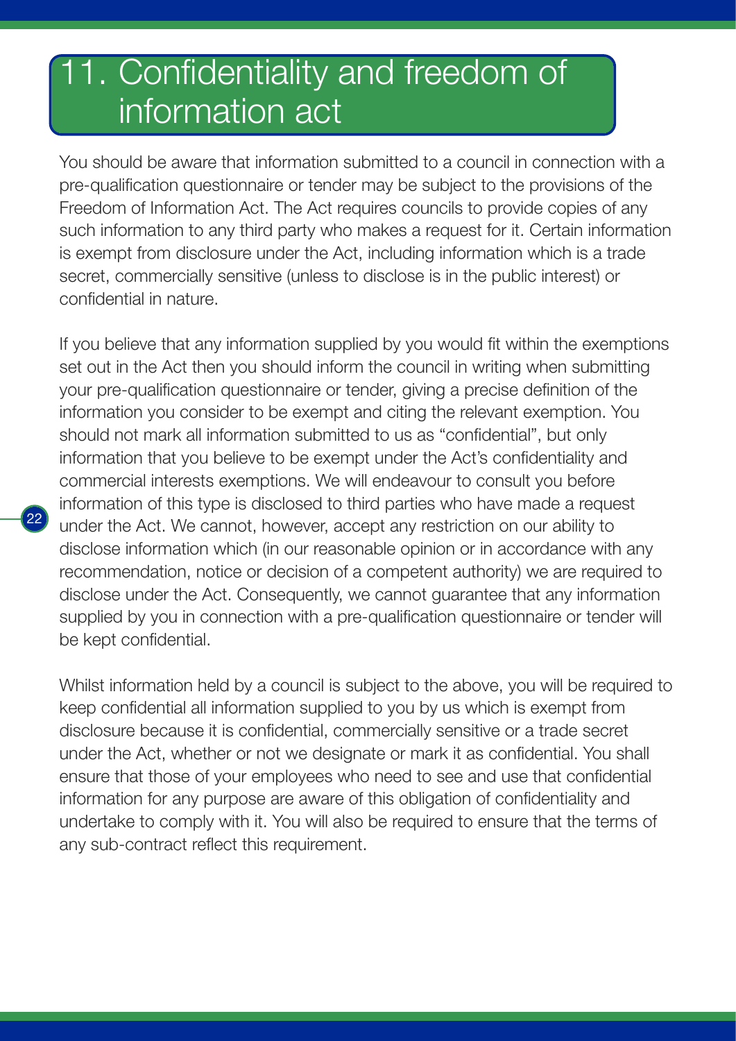# 11. Confidentiality and freedom of information act

You should be aware that information submitted to a council in connection with a pre-qualification questionnaire or tender may be subject to the provisions of the Freedom of Information Act. The Act requires councils to provide copies of any such information to any third party who makes a request for it. Certain information is exempt from disclosure under the Act, including information which is a trade secret, commercially sensitive (unless to disclose is in the public interest) or confidential in nature.

If you believe that any information supplied by you would fit within the exemptions set out in the Act then you should inform the council in writing when submitting your pre-qualification questionnaire or tender, giving a precise definition of the information you consider to be exempt and citing the relevant exemption. You should not mark all information submitted to us as "confidential", but only information that you believe to be exempt under the Act's confidentiality and commercial interests exemptions. We will endeavour to consult you before information of this type is disclosed to third parties who have made a request under the Act. We cannot, however, accept any restriction on our ability to disclose information which (in our reasonable opinion or in accordance with any recommendation, notice or decision of a competent authority) we are required to disclose under the Act. Consequently, we cannot guarantee that any information supplied by you in connection with a pre-qualification questionnaire or tender will be kept confidential.

Whilst information held by a council is subject to the above, you will be required to keep confidential all information supplied to you by us which is exempt from disclosure because it is confidential, commercially sensitive or a trade secret under the Act, whether or not we designate or mark it as confidential. You shall ensure that those of your employees who need to see and use that confidential information for any purpose are aware of this obligation of confidentiality and undertake to comply with it. You will also be required to ensure that the terms of any sub-contract reflect this requirement.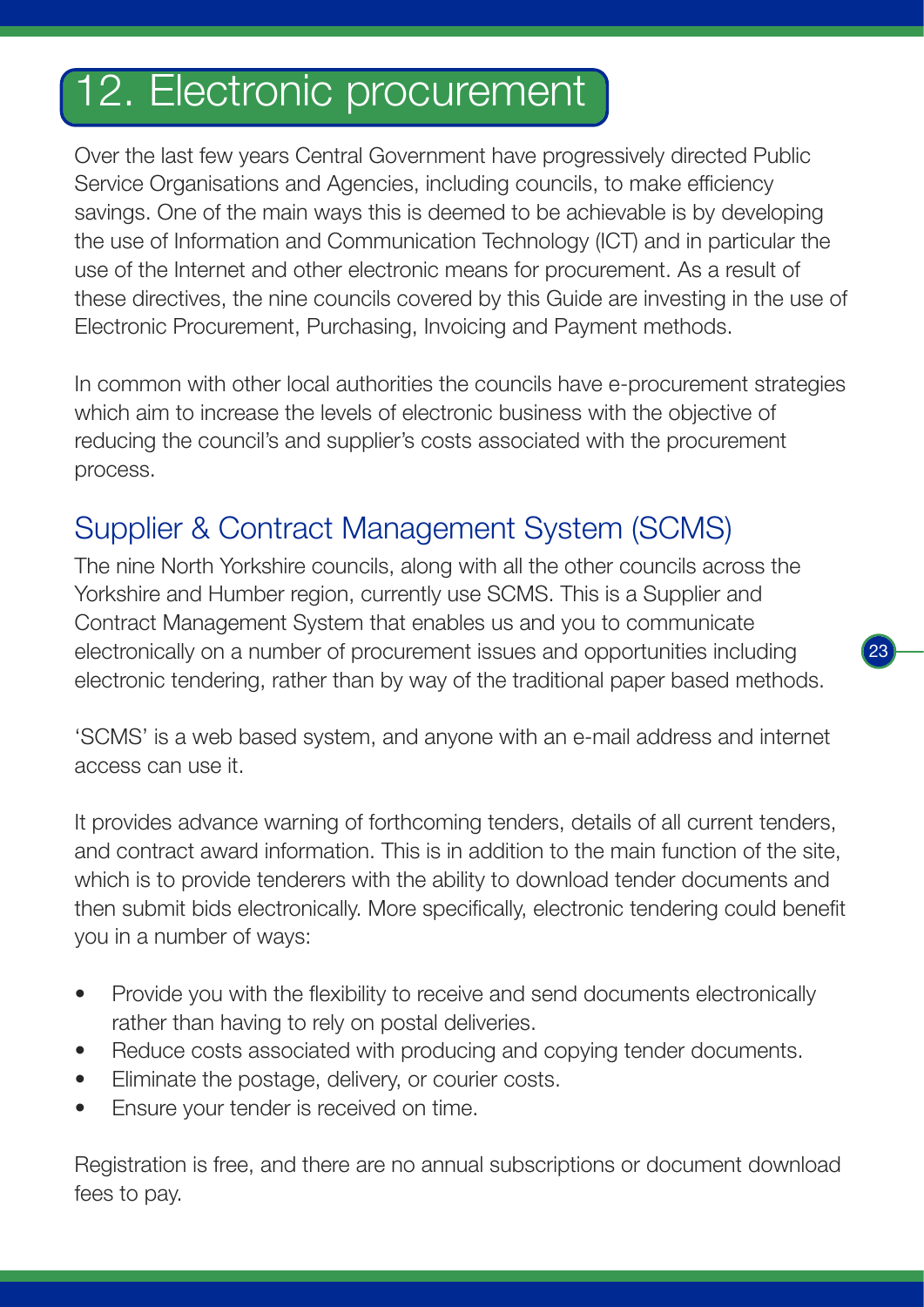# 12. Electronic procurement

Over the last few years Central Government have progressively directed Public Service Organisations and Agencies, including councils, to make efficiency savings. One of the main ways this is deemed to be achievable is by developing the use of Information and Communication Technology (ICT) and in particular the use of the Internet and other electronic means for procurement. As a result of these directives, the nine councils covered by this Guide are investing in the use of Electronic Procurement, Purchasing, Invoicing and Payment methods.

In common with other local authorities the councils have e-procurement strategies which aim to increase the levels of electronic business with the objective of reducing the council's and supplier's costs associated with the procurement process.

## Supplier & Contract Management System (SCMS)

The nine North Yorkshire councils, along with all the other councils across the Yorkshire and Humber region, currently use SCMS. This is a Supplier and Contract Management System that enables us and you to communicate electronically on a number of procurement issues and opportunities including electronic tendering, rather than by way of the traditional paper based methods.

'SCMS' is a web based system, and anyone with an e-mail address and internet access can use it.

It provides advance warning of forthcoming tenders, details of all current tenders, and contract award information. This is in addition to the main function of the site, which is to provide tenderers with the ability to download tender documents and then submit bids electronically. More specifically, electronic tendering could benefit you in a number of ways:

- Provide you with the flexibility to receive and send documents electronically rather than having to rely on postal deliveries.
- Reduce costs associated with producing and copying tender documents.
- Eliminate the postage, delivery, or courier costs.
- Ensure your tender is received on time.

Registration is free, and there are no annual subscriptions or document download fees to pay.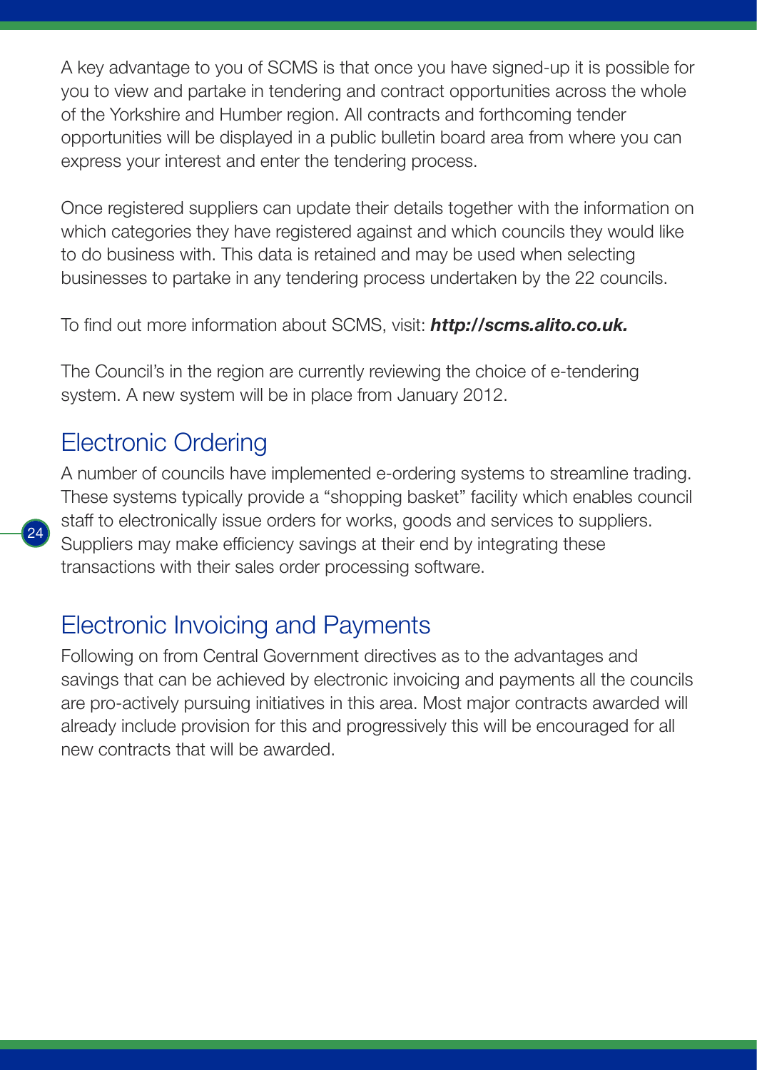A key advantage to you of SCMS is that once you have signed-up it is possible for you to view and partake in tendering and contract opportunities across the whole of the Yorkshire and Humber region. All contracts and forthcoming tender opportunities will be displayed in a public bulletin board area from where you can express your interest and enter the tendering process.

Once registered suppliers can update their details together with the information on which categories they have registered against and which councils they would like to do business with. This data is retained and may be used when selecting businesses to partake in any tendering process undertaken by the 22 councils.

To find out more information about SCMS, visit: ***http://scms.alito.co.uk.***

The Council's in the region are currently reviewing the choice of e-tendering system. A new system will be in place from January 2012.

## Electronic Ordering

A number of councils have implemented e-ordering systems to streamline trading. These systems typically provide a "shopping basket" facility which enables council staff to electronically issue orders for works, goods and services to suppliers. Suppliers may make efficiency savings at their end by integrating these transactions with their sales order processing software.

## Electronic Invoicing and Payments

Following on from Central Government directives as to the advantages and savings that can be achieved by electronic invoicing and payments all the councils are pro-actively pursuing initiatives in this area. Most major contracts awarded will already include provision for this and progressively this will be encouraged for all new contracts that will be awarded.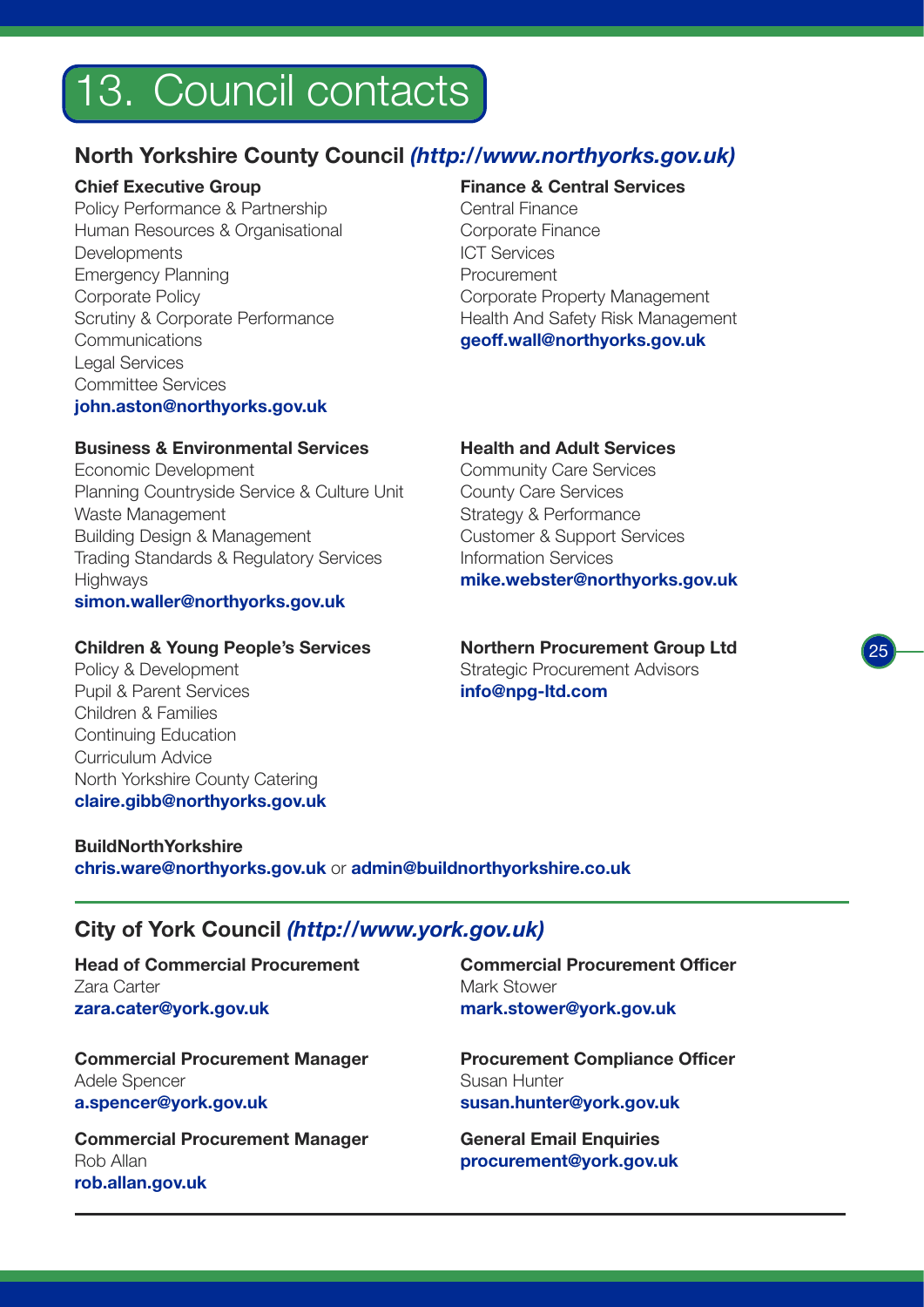// Council contacts

# 13. Council contacts

## North Yorkshire County Council *(http://www.northyorks.gov.uk)*

**Chief Executive Group**
Policy Performance & Partnership
Human Resources & Organisational Developments
Emergency Planning
Corporate Policy
Scrutiny & Corporate Performance
Communications
Legal Services
Committee Services
**john.aston@northyorks.gov.uk**

**Finance & Central Services**
Central Finance
Corporate Finance
ICT Services
Procurement
Corporate Property Management
Health And Safety Risk Management
**geoff.wall@northyorks.gov.uk**

**Business & Environmental Services**
Economic Development
Planning Countryside Service & Culture Unit
Waste Management
Building Design & Management
Trading Standards & Regulatory Services
Highways
**simon.waller@northyorks.gov.uk**

**Health and Adult Services**
Community Care Services
County Care Services
Strategy & Performance
Customer & Support Services
Information Services
**mike.webster@northyorks.gov.uk**

**Children & Young People's Services**
Policy & Development
Pupil & Parent Services
Children & Families
Continuing Education
Curriculum Advice
North Yorkshire County Catering
**claire.gibb@northyorks.gov.uk**

**Northern Procurement Group Ltd**
Strategic Procurement Advisors
**info@npg-ltd.com**

**BuildNorthYorkshire**
**chris.ware@northyorks.gov.uk** or **admin@buildnorthyorkshire.co.uk**

## City of York Council *(http://www.york.gov.uk)*

**Head of Commercial Procurement**
Zara Carter
**zara.cater@york.gov.uk**

**Commercial Procurement Manager**
Adele Spencer
**a.spencer@york.gov.uk**

**Commercial Procurement Manager**
Rob Allan
**rob.allan.gov.uk**

**Commercial Procurement Officer**
Mark Stower
**mark.stower@york.gov.uk**

**Procurement Compliance Officer**
Susan Hunter
**susan.hunter@york.gov.uk**

**General Email Enquiries**
**procurement@york.gov.uk**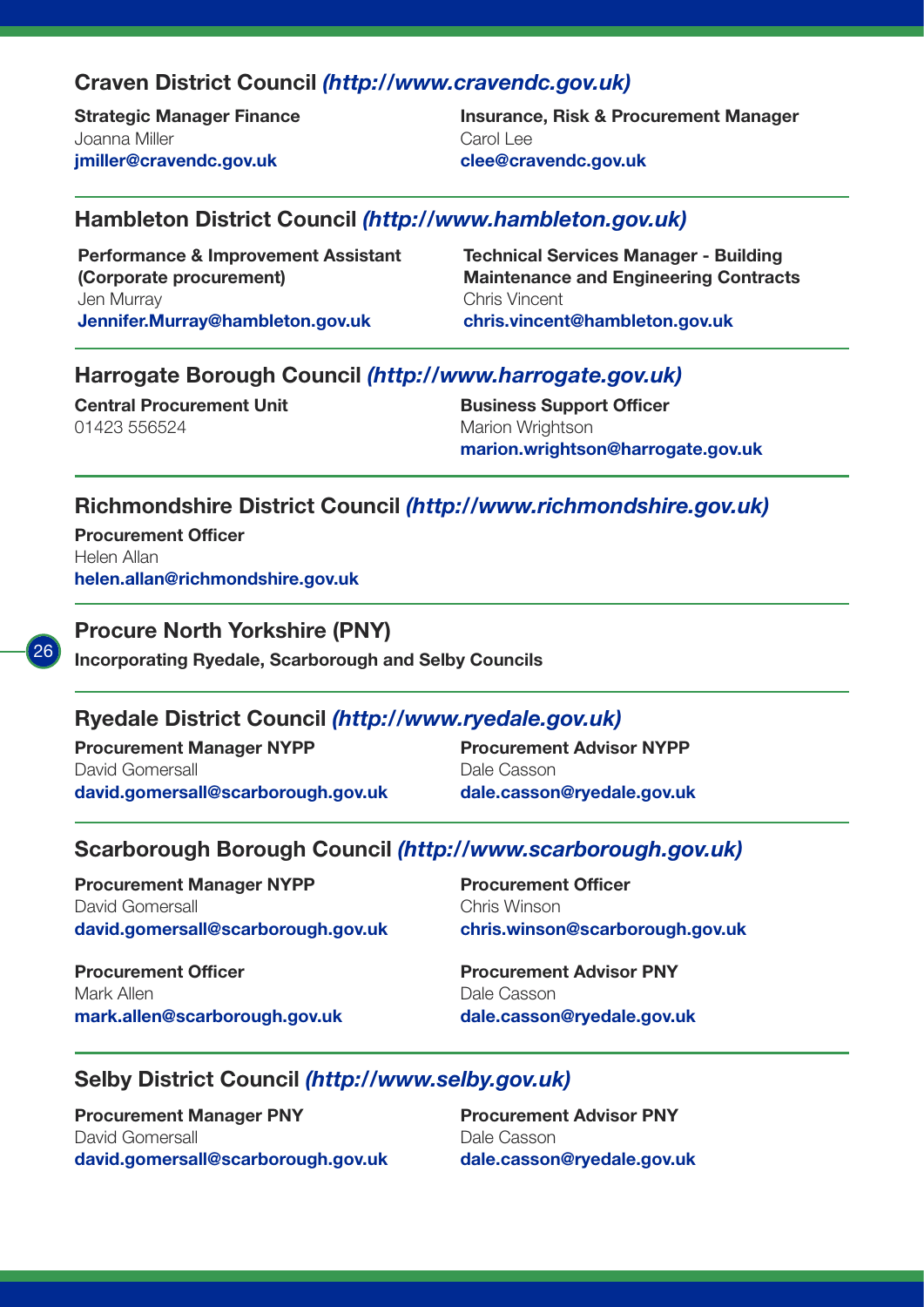## Craven District Council *(http://www.cravendc.gov.uk)*

**Strategic Manager Finance**
Joanna Miller
**jmiller@cravendc.gov.uk**

**Insurance, Risk & Procurement Manager**
Carol Lee
**clee@cravendc.gov.uk**

## Hambleton District Council *(http://www.hambleton.gov.uk)*

**Performance & Improvement Assistant (Corporate procurement)**
Jen Murray
**Jennifer.Murray@hambleton.gov.uk**

**Technical Services Manager - Building Maintenance and Engineering Contracts**
Chris Vincent
**chris.vincent@hambleton.gov.uk**

## Harrogate Borough Council *(http://www.harrogate.gov.uk)*

**Central Procurement Unit**
01423 556524

**Business Support Officer**
Marion Wrightson
**marion.wrightson@harrogate.gov.uk**

## Richmondshire District Council *(http://www.richmondshire.gov.uk)*

**Procurement Officer**
Helen Allan
**helen.allan@richmondshire.gov.uk**

## Procure North Yorkshire (PNY)

**Incorporating Ryedale, Scarborough and Selby Councils**

## Ryedale District Council *(http://www.ryedale.gov.uk)*

**Procurement Manager NYPP**
David Gomersall
**david.gomersall@scarborough.gov.uk**

**Procurement Advisor NYPP**
Dale Casson
**dale.casson@ryedale.gov.uk**

## Scarborough Borough Council *(http://www.scarborough.gov.uk)*

**Procurement Manager NYPP**
David Gomersall
**david.gomersall@scarborough.gov.uk**

**Procurement Officer**
Chris Winson
**chris.winson@scarborough.gov.uk**

**Procurement Officer**
Mark Allen
**mark.allen@scarborough.gov.uk**

**Procurement Advisor PNY**
Dale Casson
**dale.casson@ryedale.gov.uk**

## Selby District Council *(http://www.selby.gov.uk)*

**Procurement Manager PNY**
David Gomersall
**david.gomersall@scarborough.gov.uk**

**Procurement Advisor PNY**
Dale Casson
**dale.casson@ryedale.gov.uk**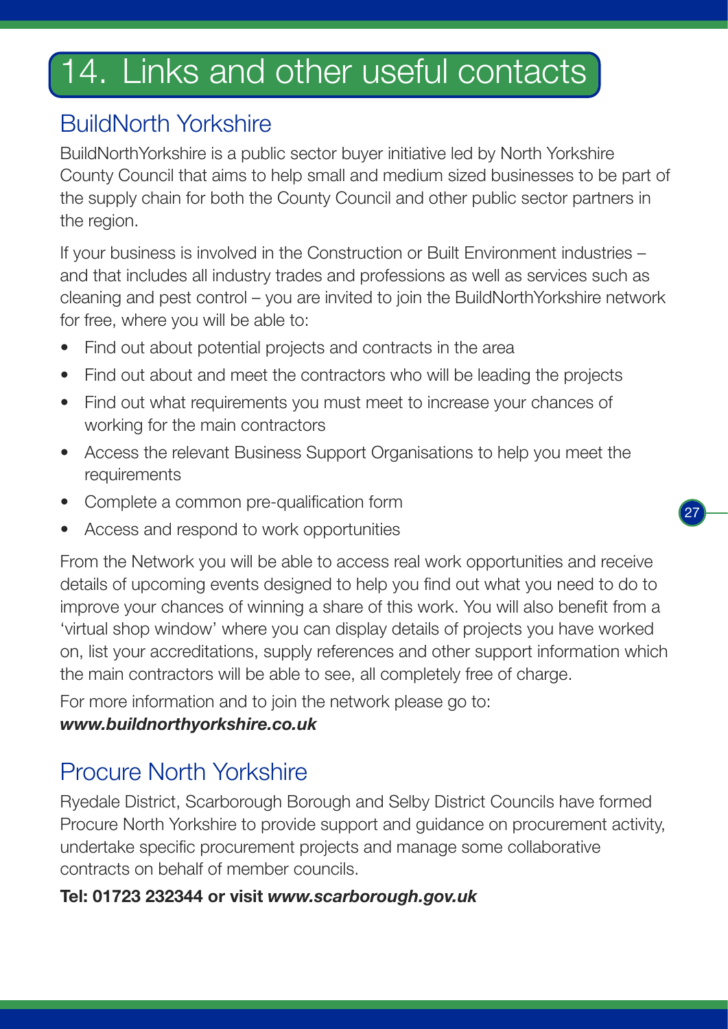# 14. Links and other useful contacts

## BuildNorth Yorkshire

BuildNorthYorkshire is a public sector buyer initiative led by North Yorkshire County Council that aims to help small and medium sized businesses to be part of the supply chain for both the County Council and other public sector partners in the region.

If your business is involved in the Construction or Built Environment industries – and that includes all industry trades and professions as well as services such as cleaning and pest control – you are invited to join the BuildNorthYorkshire network for free, where you will be able to:

- Find out about potential projects and contracts in the area
- Find out about and meet the contractors who will be leading the projects
- Find out what requirements you must meet to increase your chances of working for the main contractors
- Access the relevant Business Support Organisations to help you meet the requirements
- Complete a common pre-qualification form
- Access and respond to work opportunities

From the Network you will be able to access real work opportunities and receive details of upcoming events designed to help you find out what you need to do to improve your chances of winning a share of this work. You will also benefit from a 'virtual shop window' where you can display details of projects you have worked on, list your accreditations, supply references and other support information which the main contractors will be able to see, all completely free of charge.

For more information and to join the network please go to:
***www.buildnorthyorkshire.co.uk***

## Procure North Yorkshire

Ryedale District, Scarborough Borough and Selby District Councils have formed Procure North Yorkshire to provide support and guidance on procurement activity, undertake specific procurement projects and manage some collaborative contracts on behalf of member councils.

**Tel: 01723 232344 or visit *www.scarborough.gov.uk***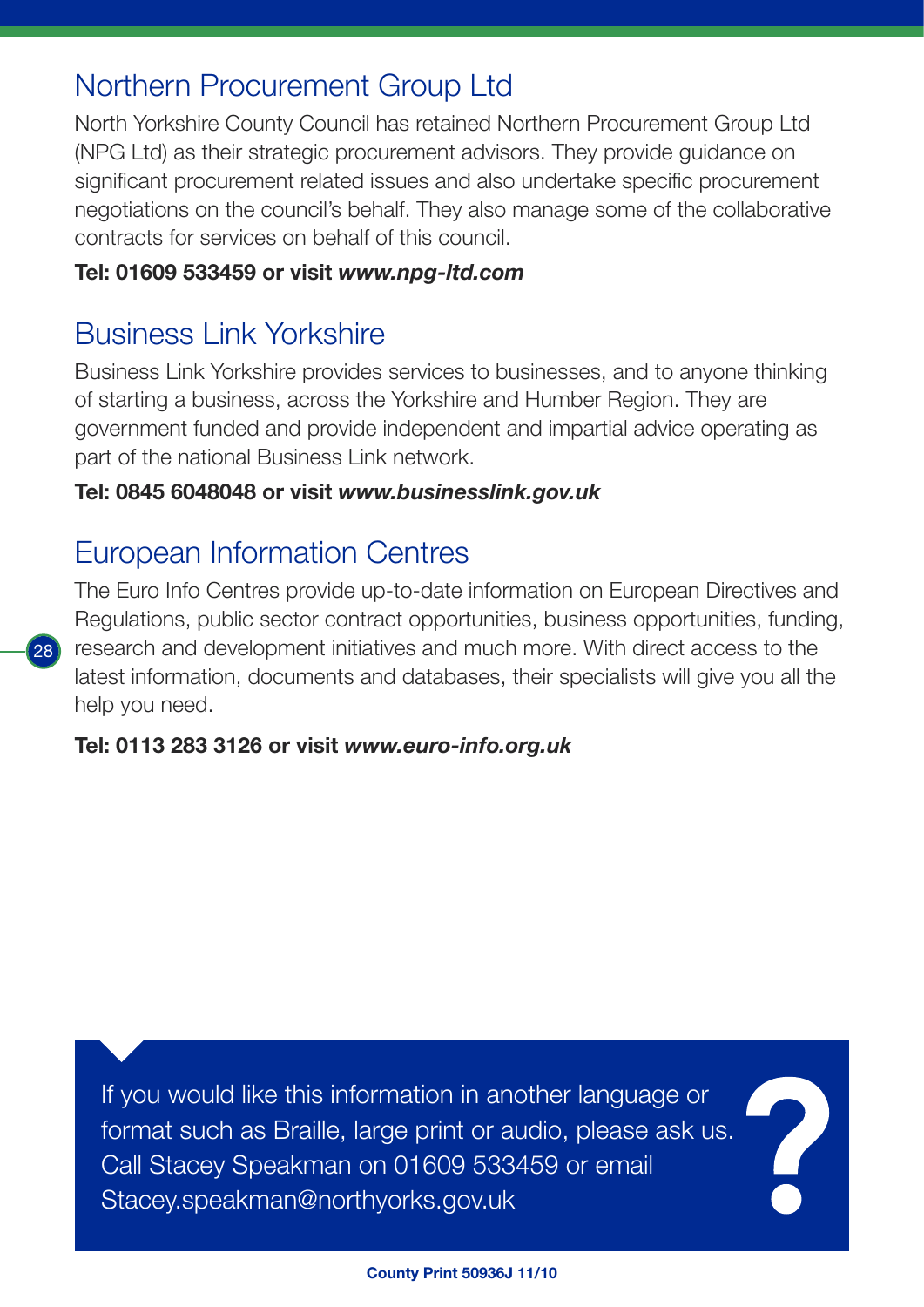## Northern Procurement Group Ltd

North Yorkshire County Council has retained Northern Procurement Group Ltd (NPG Ltd) as their strategic procurement advisors. They provide guidance on significant procurement related issues and also undertake specific procurement negotiations on the council's behalf. They also manage some of the collaborative contracts for services on behalf of this council.

**Tel: 01609 533459 or visit *www.npg-ltd.com***

## Business Link Yorkshire

Business Link Yorkshire provides services to businesses, and to anyone thinking of starting a business, across the Yorkshire and Humber Region. They are government funded and provide independent and impartial advice operating as part of the national Business Link network.

**Tel: 0845 6048048 or visit *www.businesslink.gov.uk***

## European Information Centres

The Euro Info Centres provide up-to-date information on European Directives and Regulations, public sector contract opportunities, business opportunities, funding, research and development initiatives and much more. With direct access to the latest information, documents and databases, their specialists will give you all the help you need.

**Tel: 0113 283 3126 or visit *www.euro-info.org.uk***

If you would like this information in another language or format such as Braille, large print or audio, please ask us. Call Stacey Speakman on 01609 533459 or email Stacey.speakman@northyorks.gov.uk

**County Print 50936J 11/10**